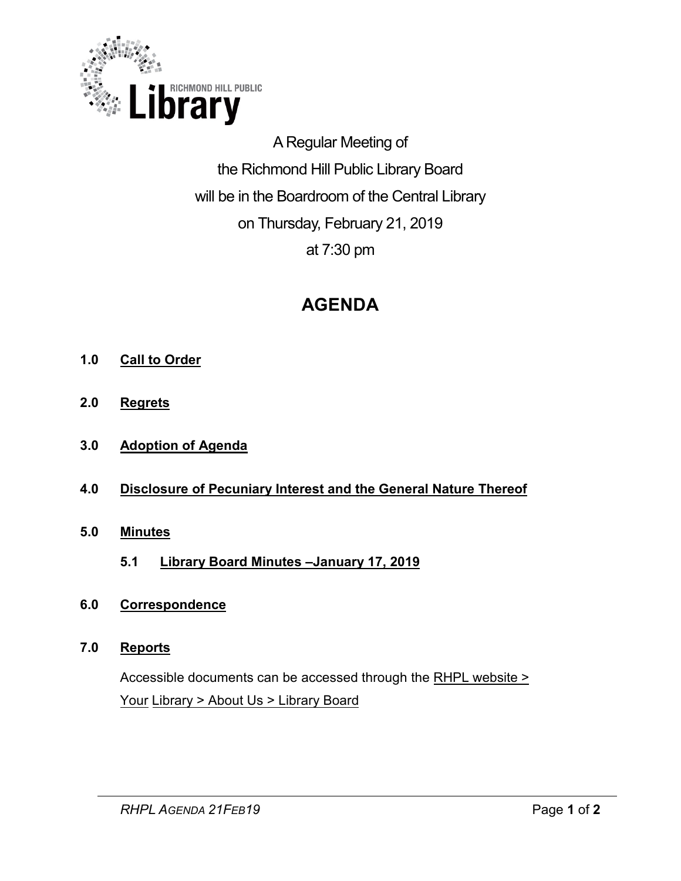RICHMOND HILL PUBLIC Library

A Regular Meeting of
the Richmond Hill Public Library Board
will be in the Boardroom of the Central Library
on Thursday, February 21, 2019
at 7:30 pm

# AGENDA

**1.0 Call to Order**

**2.0 Regrets**

**3.0 Adoption of Agenda**

**4.0 Disclosure of Pecuniary Interest and the General Nature Thereof**

**5.0 Minutes**

**5.1 Library Board Minutes –January 17, 2019**

**6.0 Correspondence**

**7.0 Reports**

Accessible documents can be accessed through the RHPL website > Your Library > About Us > Library Board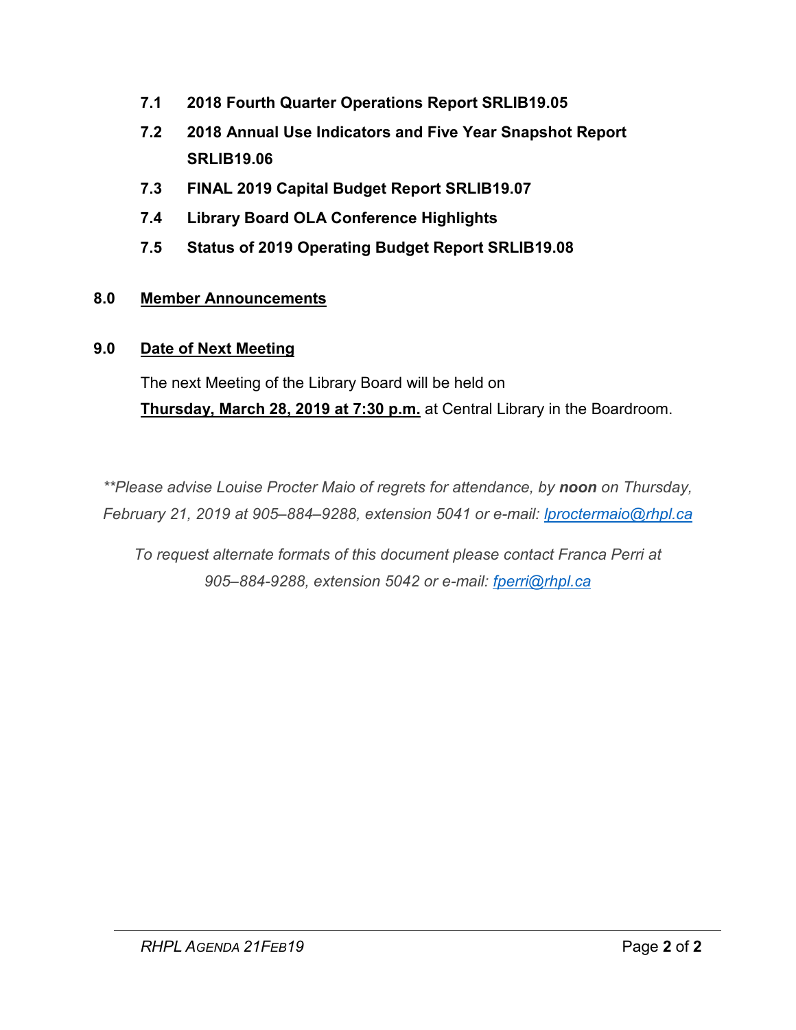**7.1 2018 Fourth Quarter Operations Report SRLIB19.05**

**7.2 2018 Annual Use Indicators and Five Year Snapshot Report SRLIB19.06**

**7.3 FINAL 2019 Capital Budget Report SRLIB19.07**

**7.4 Library Board OLA Conference Highlights**

**7.5 Status of 2019 Operating Budget Report SRLIB19.08**

## 8.0 Member Announcements

## 9.0 Date of Next Meeting

The next Meeting of the Library Board will be held on **Thursday, March 28, 2019 at 7:30 p.m.** at Central Library in the Boardroom.

*\*\*Please advise Louise Procter Maio of regrets for attendance, by **noon** on Thursday, February 21, 2019 at 905–884–9288, extension 5041 or e-mail: lproctermaio@rhpl.ca*

*To request alternate formats of this document please contact Franca Perri at 905–884-9288, extension 5042 or e-mail: fperri@rhpl.ca*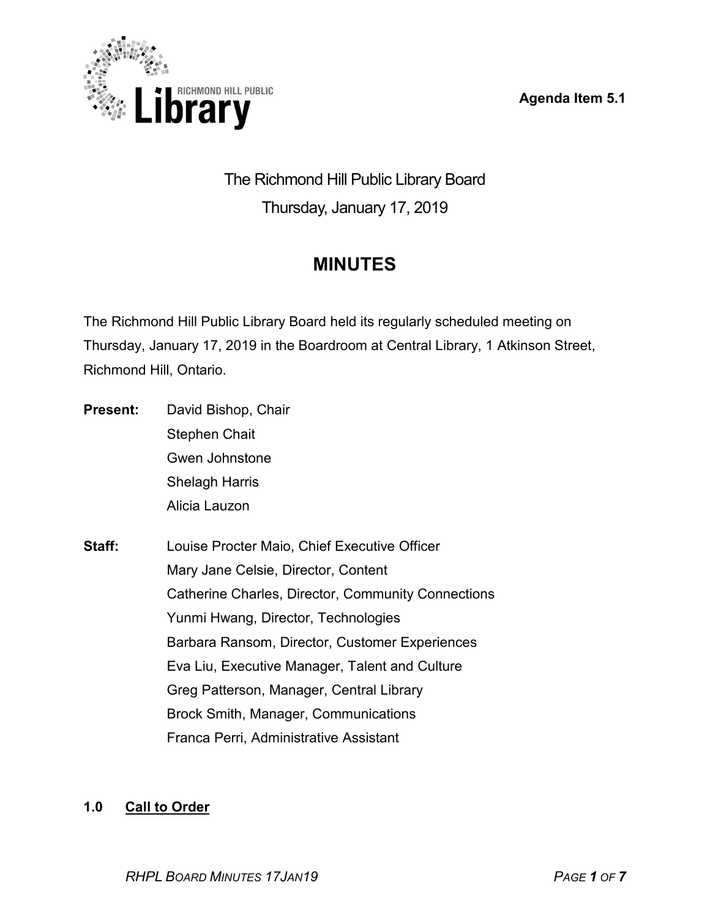Agenda Item 5.1

The Richmond Hill Public Library Board

Thursday, January 17, 2019

# MINUTES

The Richmond Hill Public Library Board held its regularly scheduled meeting on Thursday, January 17, 2019 in the Boardroom at Central Library, 1 Atkinson Street, Richmond Hill, Ontario.

**Present:** David Bishop, Chair
Stephen Chait
Gwen Johnstone
Shelagh Harris
Alicia Lauzon

**Staff:** Louise Procter Maio, Chief Executive Officer
Mary Jane Celsie, Director, Content
Catherine Charles, Director, Community Connections
Yunmi Hwang, Director, Technologies
Barbara Ransom, Director, Customer Experiences
Eva Liu, Executive Manager, Talent and Culture
Greg Patterson, Manager, Central Library
Brock Smith, Manager, Communications
Franca Perri, Administrative Assistant

## 1.0 Call to Order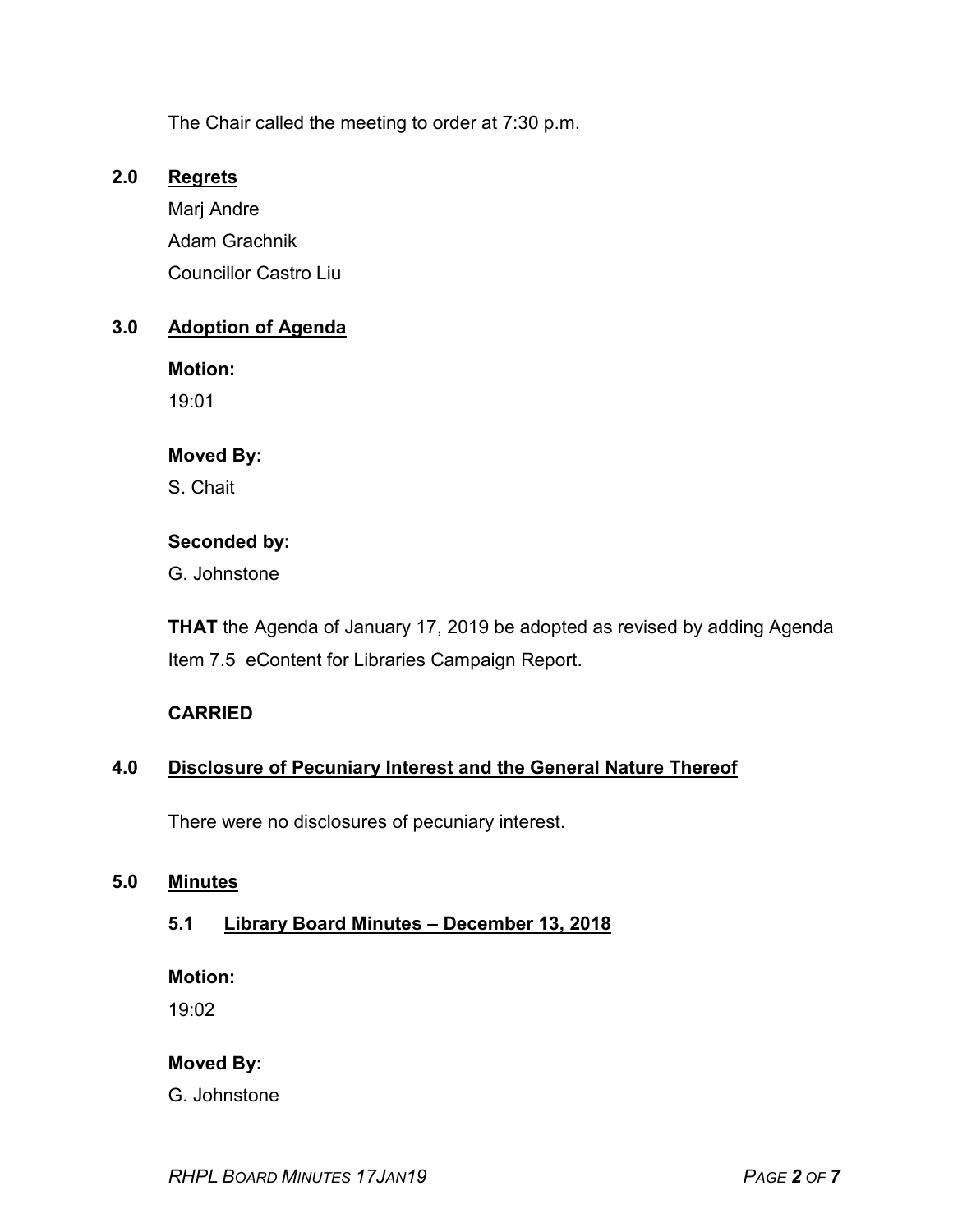The Chair called the meeting to order at 7:30 p.m.

## 2.0 Regrets

Marj Andre

Adam Grachnik

Councillor Castro Liu

## 3.0 Adoption of Agenda

**Motion:**

19:01

**Moved By:**

S. Chait

**Seconded by:**

G. Johnstone

**THAT** the Agenda of January 17, 2019 be adopted as revised by adding Agenda Item 7.5 eContent for Libraries Campaign Report.

**CARRIED**

## 4.0 Disclosure of Pecuniary Interest and the General Nature Thereof

There were no disclosures of pecuniary interest.

## 5.0 Minutes

### 5.1 Library Board Minutes – December 13, 2018

**Motion:**

19:02

**Moved By:**

G. Johnstone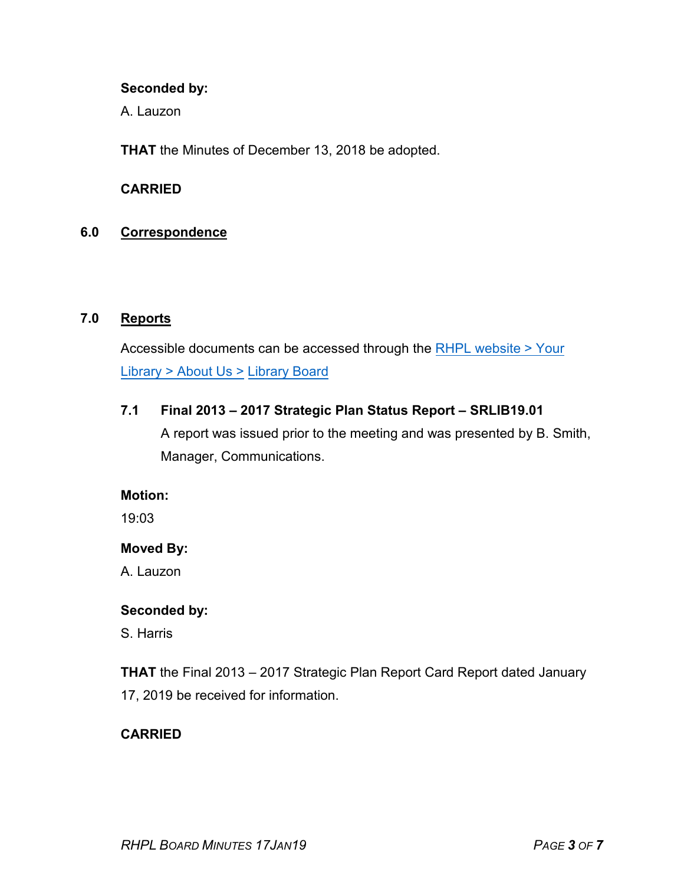**Seconded by:**

A. Lauzon

**THAT** the Minutes of December 13, 2018 be adopted.

**CARRIED**

## 6.0 Correspondence

## 7.0 Reports

Accessible documents can be accessed through the RHPL website > Your Library > About Us > Library Board

### 7.1 Final 2013 – 2017 Strategic Plan Status Report – SRLIB19.01

A report was issued prior to the meeting and was presented by B. Smith, Manager, Communications.

**Motion:**

19:03

**Moved By:**

A. Lauzon

**Seconded by:**

S. Harris

**THAT** the Final 2013 – 2017 Strategic Plan Report Card Report dated January 17, 2019 be received for information.

**CARRIED**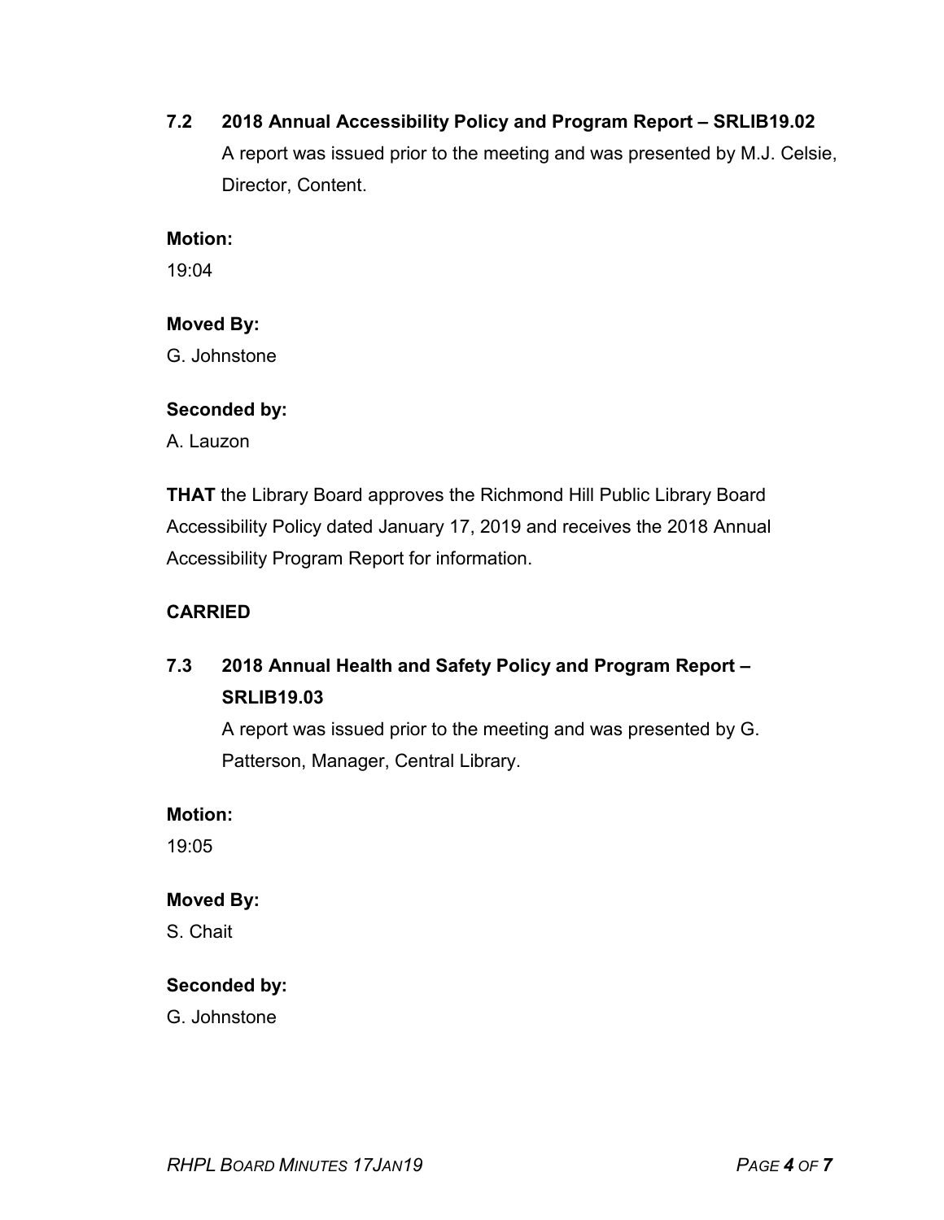### 7.2 2018 Annual Accessibility Policy and Program Report – SRLIB19.02

A report was issued prior to the meeting and was presented by M.J. Celsie, Director, Content.

**Motion:**

19:04

**Moved By:**

G. Johnstone

**Seconded by:**

A. Lauzon

**THAT** the Library Board approves the Richmond Hill Public Library Board Accessibility Policy dated January 17, 2019 and receives the 2018 Annual Accessibility Program Report for information.

**CARRIED**

### 7.3 2018 Annual Health and Safety Policy and Program Report – SRLIB19.03

A report was issued prior to the meeting and was presented by G. Patterson, Manager, Central Library.

**Motion:**

19:05

**Moved By:**

S. Chait

**Seconded by:**

G. Johnstone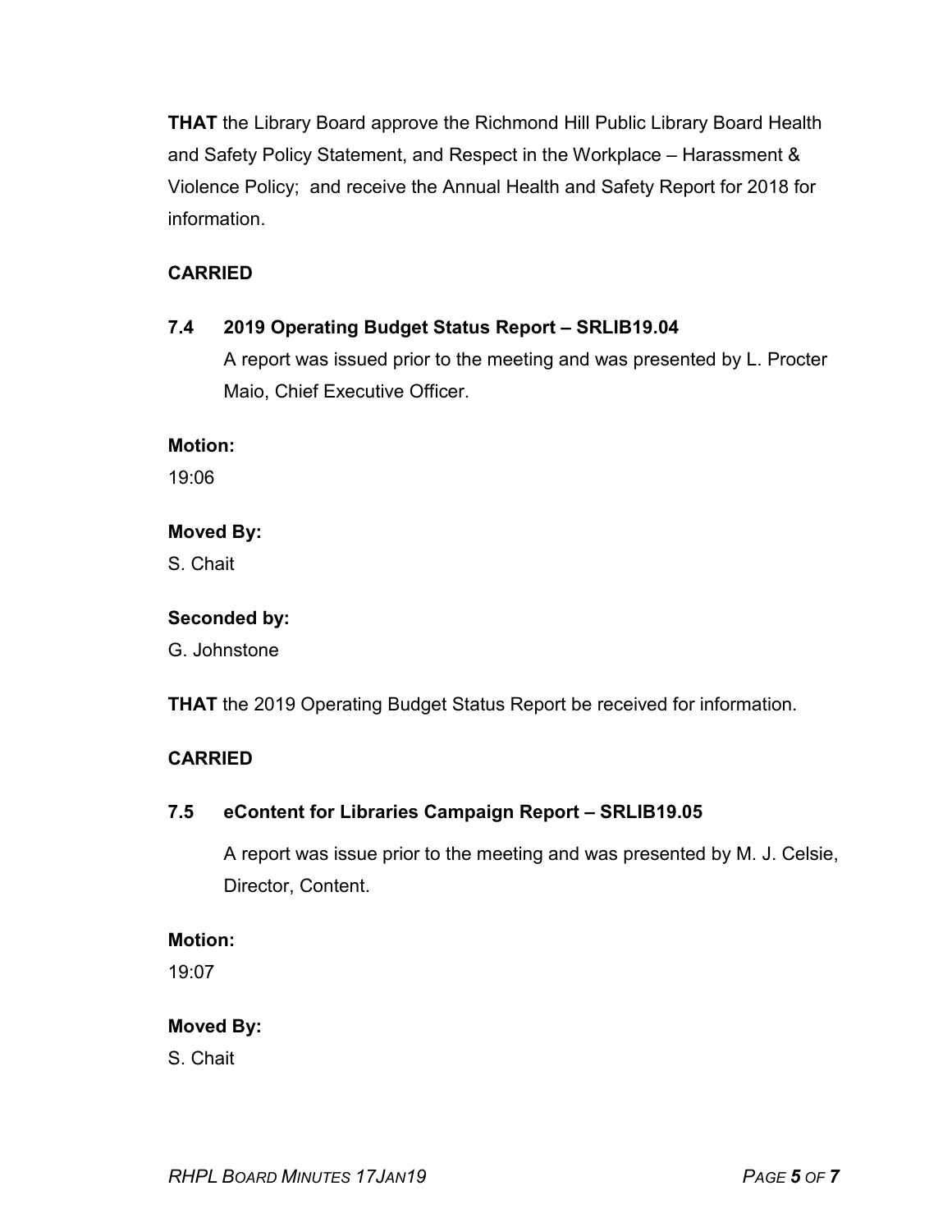**THAT** the Library Board approve the Richmond Hill Public Library Board Health and Safety Policy Statement, and Respect in the Workplace – Harassment & Violence Policy; and receive the Annual Health and Safety Report for 2018 for information.

**CARRIED**

### 7.4 2019 Operating Budget Status Report – SRLIB19.04

A report was issued prior to the meeting and was presented by L. Procter Maio, Chief Executive Officer.

**Motion:**

19:06

**Moved By:**

S. Chait

**Seconded by:**

G. Johnstone

**THAT** the 2019 Operating Budget Status Report be received for information.

**CARRIED**

### 7.5 eContent for Libraries Campaign Report – SRLIB19.05

A report was issue prior to the meeting and was presented by M. J. Celsie, Director, Content.

**Motion:**

19:07

**Moved By:**

S. Chait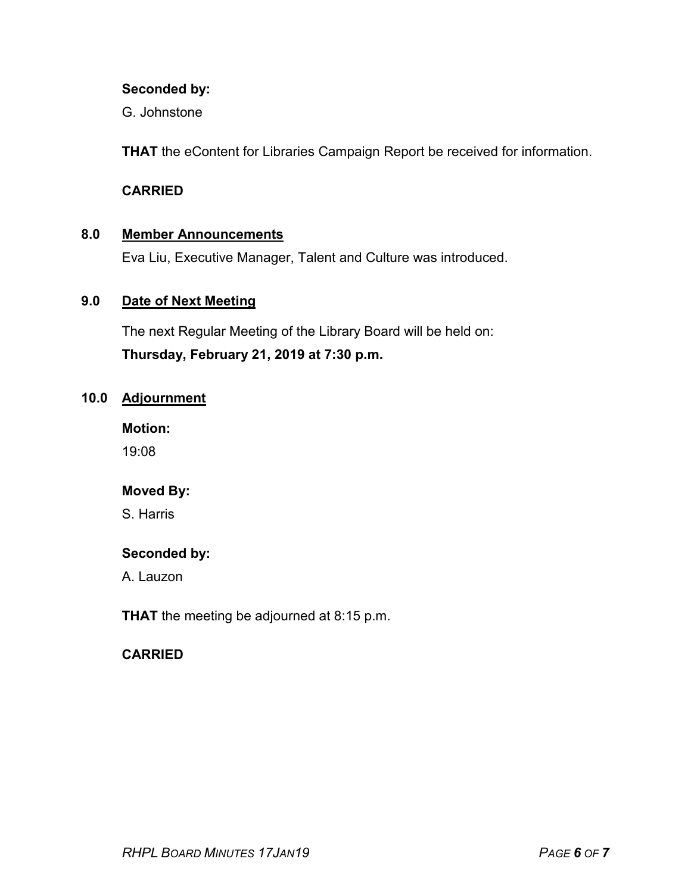**Seconded by:**

G. Johnstone

**THAT** the eContent for Libraries Campaign Report be received for information.

**CARRIED**

## 8.0 Member Announcements

Eva Liu, Executive Manager, Talent and Culture was introduced.

## 9.0 Date of Next Meeting

The next Regular Meeting of the Library Board will be held on:

**Thursday, February 21, 2019 at 7:30 p.m.**

## 10.0 Adjournment

**Motion:**

19:08

**Moved By:**

S. Harris

**Seconded by:**

A. Lauzon

**THAT** the meeting be adjourned at 8:15 p.m.

**CARRIED**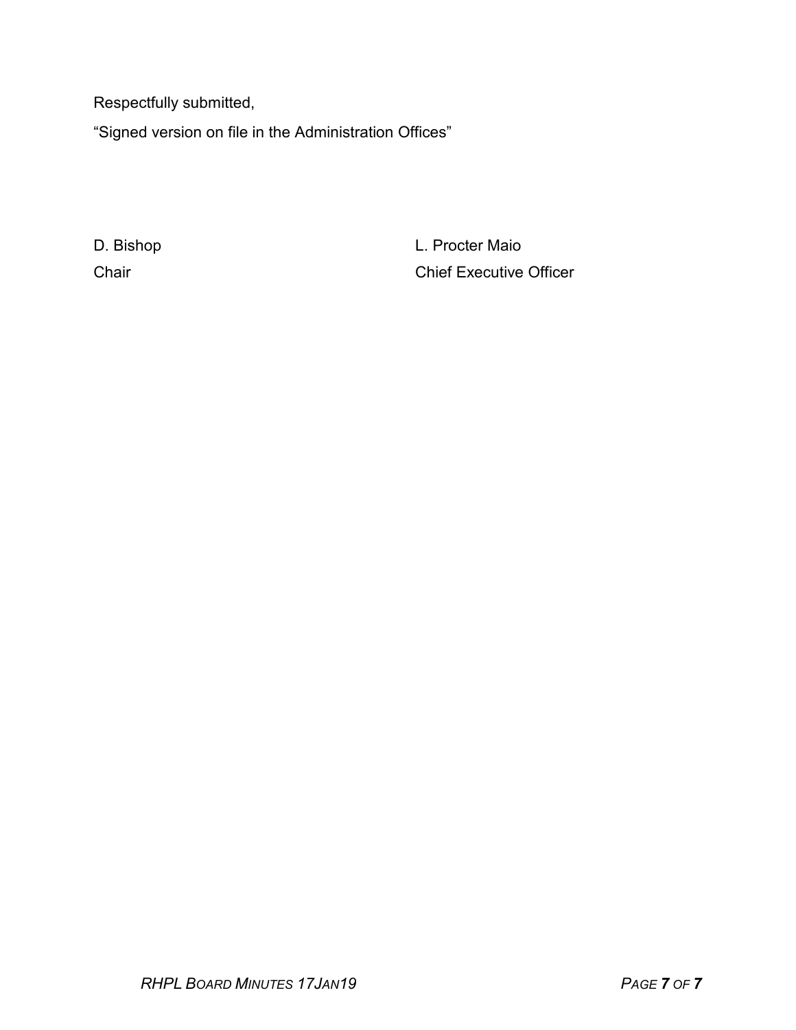Respectfully submitted,

“Signed version on file in the Administration Offices”

| D. Bishop | L. Procter Maio |
| --- | --- |
| Chair | Chief Executive Officer |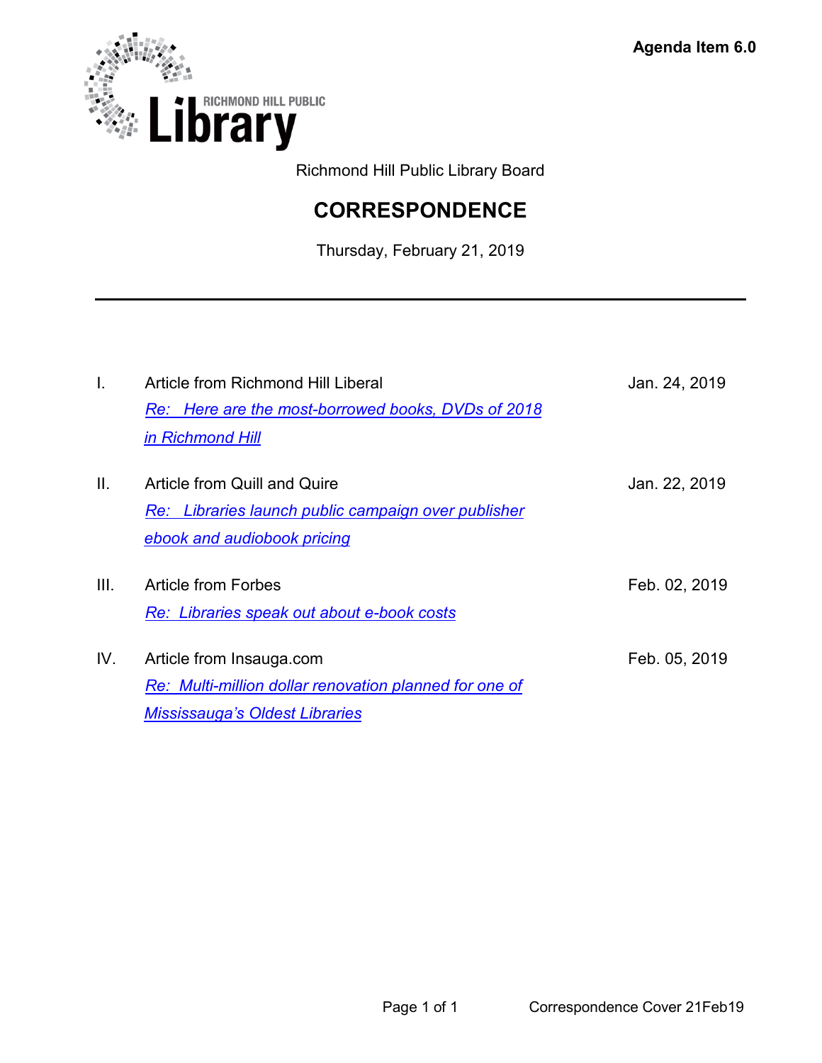Agenda Item 6.0

Richmond Hill Public Library Board

# CORRESPONDENCE

Thursday, February 21, 2019

---

| | | |
|---|---|---|
| I. | Article from Richmond Hill Liberal<br>*Re: Here are the most-borrowed books, DVDs of 2018 in Richmond Hill* | Jan. 24, 2019 |
| II. | Article from Quill and Quire<br>*Re: Libraries launch public campaign over publisher ebook and audiobook pricing* | Jan. 22, 2019 |
| III. | Article from Forbes<br>*Re: Libraries speak out about e-book costs* | Feb. 02, 2019 |
| IV. | Article from Insauga.com<br>*Re: Multi-million dollar renovation planned for one of Mississauga's Oldest Libraries* | Feb. 05, 2019 |

Correspondence Cover 21Feb19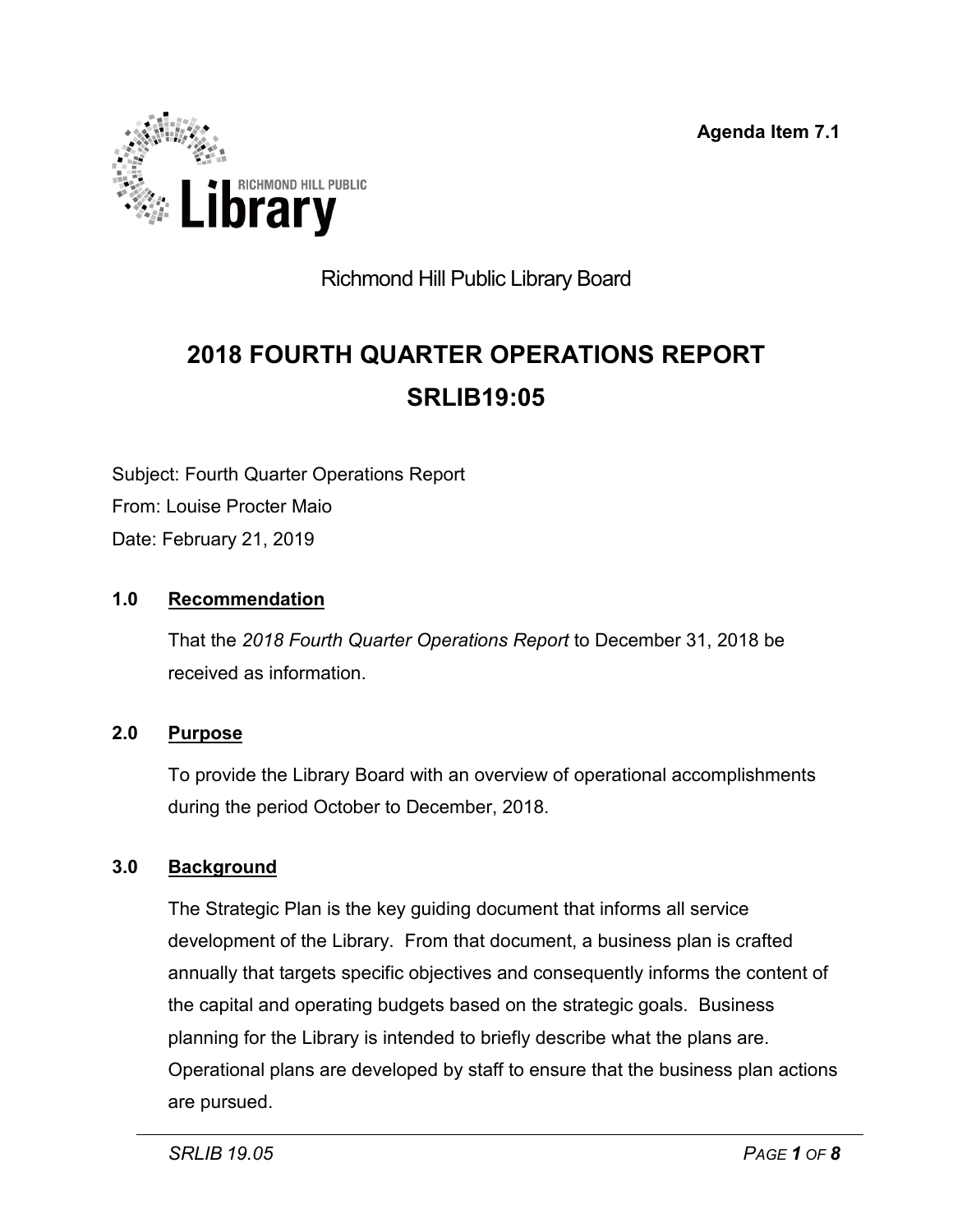Agenda Item 7.1

Richmond Hill Public Library Board

# 2018 FOURTH QUARTER OPERATIONS REPORT

# SRLIB19:05

Subject: Fourth Quarter Operations Report

From: Louise Procter Maio

Date: February 21, 2019

## 1.0 Recommendation

That the *2018 Fourth Quarter Operations Report* to December 31, 2018 be received as information.

## 2.0 Purpose

To provide the Library Board with an overview of operational accomplishments during the period October to December, 2018.

## 3.0 Background

The Strategic Plan is the key guiding document that informs all service development of the Library. From that document, a business plan is crafted annually that targets specific objectives and consequently informs the content of the capital and operating budgets based on the strategic goals. Business planning for the Library is intended to briefly describe what the plans are. Operational plans are developed by staff to ensure that the business plan actions are pursued.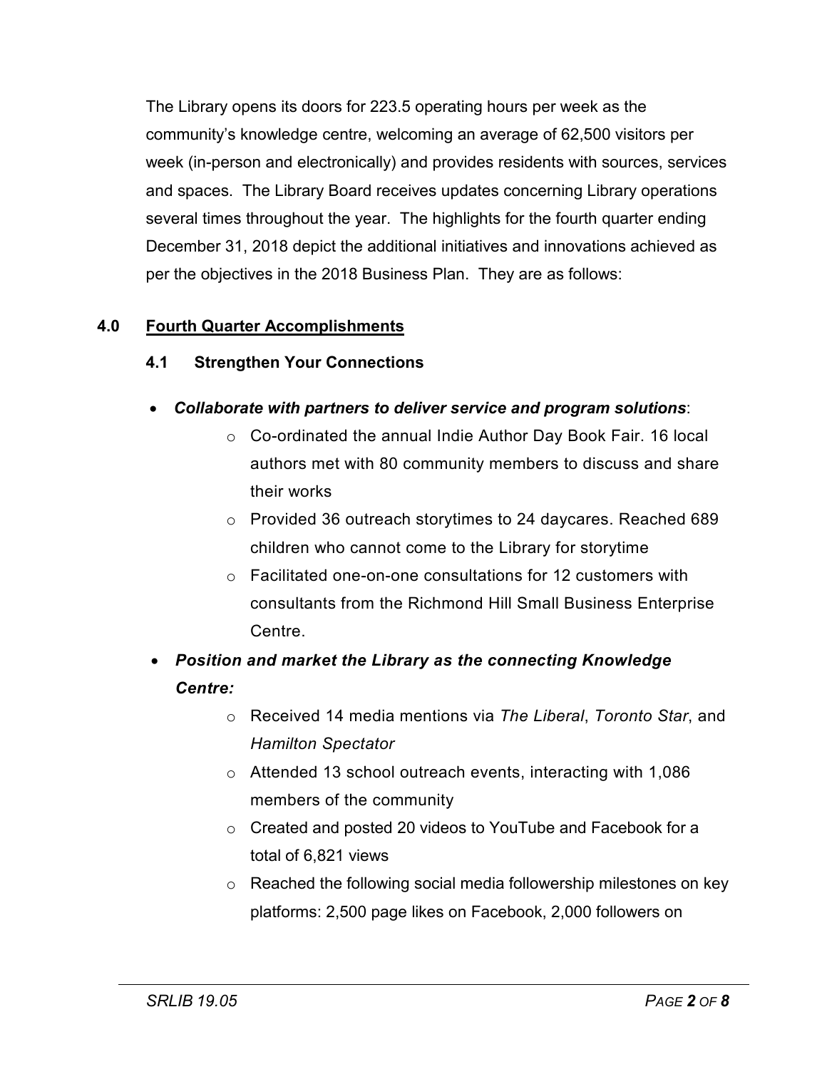The Library opens its doors for 223.5 operating hours per week as the community's knowledge centre, welcoming an average of 62,500 visitors per week (in-person and electronically) and provides residents with sources, services and spaces. The Library Board receives updates concerning Library operations several times throughout the year. The highlights for the fourth quarter ending December 31, 2018 depict the additional initiatives and innovations achieved as per the objectives in the 2018 Business Plan. They are as follows:

## 4.0 Fourth Quarter Accomplishments

### 4.1 Strengthen Your Connections

- ***Collaborate with partners to deliver service and program solutions***:
  - Co-ordinated the annual Indie Author Day Book Fair. 16 local authors met with 80 community members to discuss and share their works
  - Provided 36 outreach storytimes to 24 daycares. Reached 689 children who cannot come to the Library for storytime
  - Facilitated one-on-one consultations for 12 customers with consultants from the Richmond Hill Small Business Enterprise Centre.
- ***Position and market the Library as the connecting Knowledge Centre:***
  - Received 14 media mentions via *The Liberal*, *Toronto Star*, and *Hamilton Spectator*
  - Attended 13 school outreach events, interacting with 1,086 members of the community
  - Created and posted 20 videos to YouTube and Facebook for a total of 6,821 views
  - Reached the following social media followership milestones on key platforms: 2,500 page likes on Facebook, 2,000 followers on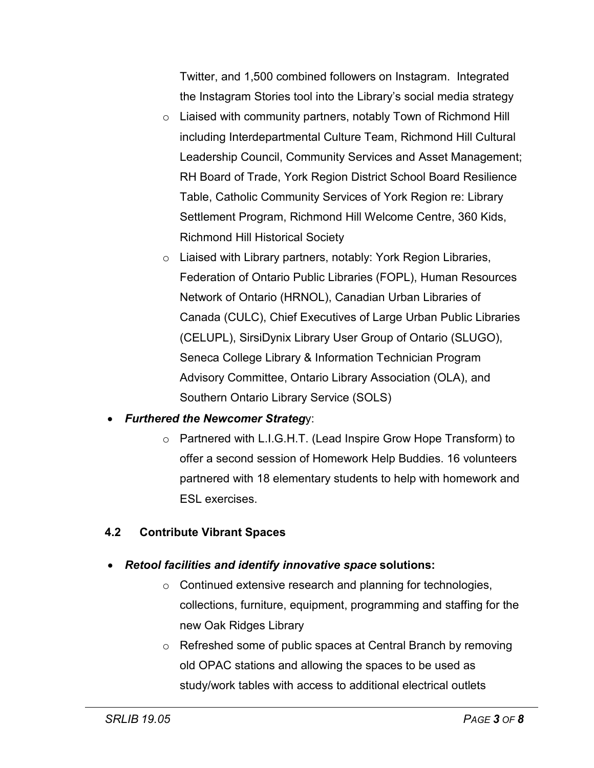Twitter, and 1,500 combined followers on Instagram. Integrated the Instagram Stories tool into the Library's social media strategy

  - Liaised with community partners, notably Town of Richmond Hill including Interdepartmental Culture Team, Richmond Hill Cultural Leadership Council, Community Services and Asset Management; RH Board of Trade, York Region District School Board Resilience Table, Catholic Community Services of York Region re: Library Settlement Program, Richmond Hill Welcome Centre, 360 Kids, Richmond Hill Historical Society
  - Liaised with Library partners, notably: York Region Libraries, Federation of Ontario Public Libraries (FOPL), Human Resources Network of Ontario (HRNOL), Canadian Urban Libraries of Canada (CULC), Chief Executives of Large Urban Public Libraries (CELUPL), SirsiDynix Library User Group of Ontario (SLUGO), Seneca College Library & Information Technician Program Advisory Committee, Ontario Library Association (OLA), and Southern Ontario Library Service (SOLS)

- ***Furthered the Newcomer Strateg***y:
  - Partnered with L.I.G.H.T. (Lead Inspire Grow Hope Transform) to offer a second session of Homework Help Buddies. 16 volunteers partnered with 18 elementary students to help with homework and ESL exercises.

### 4.2 Contribute Vibrant Spaces

- ***Retool facilities and identify innovative space*** **solutions:**
  - Continued extensive research and planning for technologies, collections, furniture, equipment, programming and staffing for the new Oak Ridges Library
  - Refreshed some of public spaces at Central Branch by removing old OPAC stations and allowing the spaces to be used as study/work tables with access to additional electrical outlets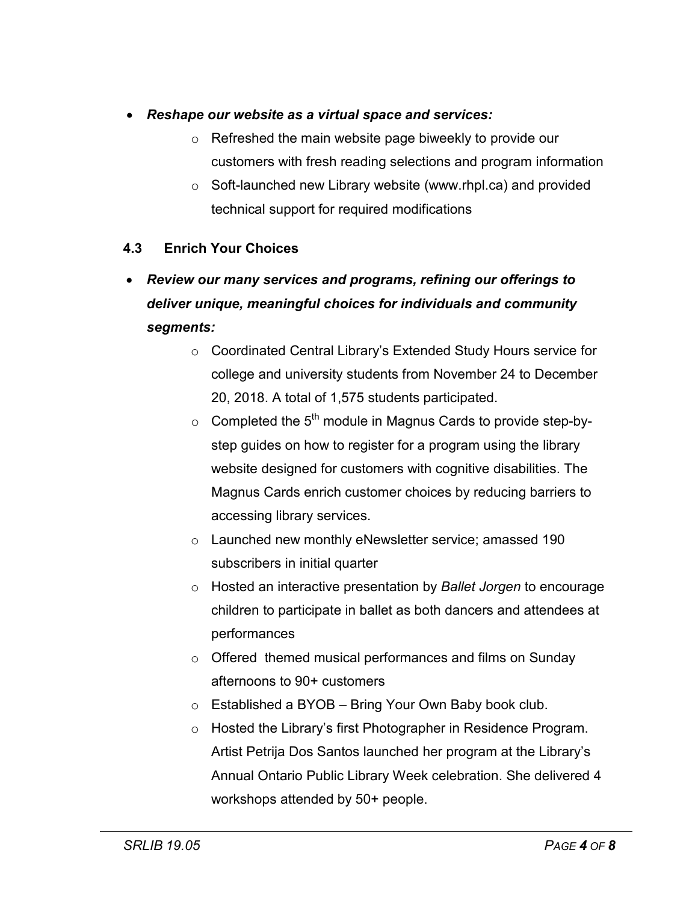- ***Reshape our website as a virtual space and services:***
  - Refreshed the main website page biweekly to provide our customers with fresh reading selections and program information
  - Soft-launched new Library website (www.rhpl.ca) and provided technical support for required modifications

### 4.3 Enrich Your Choices

- ***Review our many services and programs, refining our offerings to deliver unique, meaningful choices for individuals and community segments:***
  - Coordinated Central Library's Extended Study Hours service for college and university students from November 24 to December 20, 2018. A total of 1,575 students participated.
  - Completed the 5th module in Magnus Cards to provide step-by-step guides on how to register for a program using the library website designed for customers with cognitive disabilities. The Magnus Cards enrich customer choices by reducing barriers to accessing library services.
  - Launched new monthly eNewsletter service; amassed 190 subscribers in initial quarter
  - Hosted an interactive presentation by *Ballet Jorgen* to encourage children to participate in ballet as both dancers and attendees at performances
  - Offered themed musical performances and films on Sunday afternoons to 90+ customers
  - Established a BYOB – Bring Your Own Baby book club.
  - Hosted the Library's first Photographer in Residence Program. Artist Petrija Dos Santos launched her program at the Library's Annual Ontario Public Library Week celebration. She delivered 4 workshops attended by 50+ people.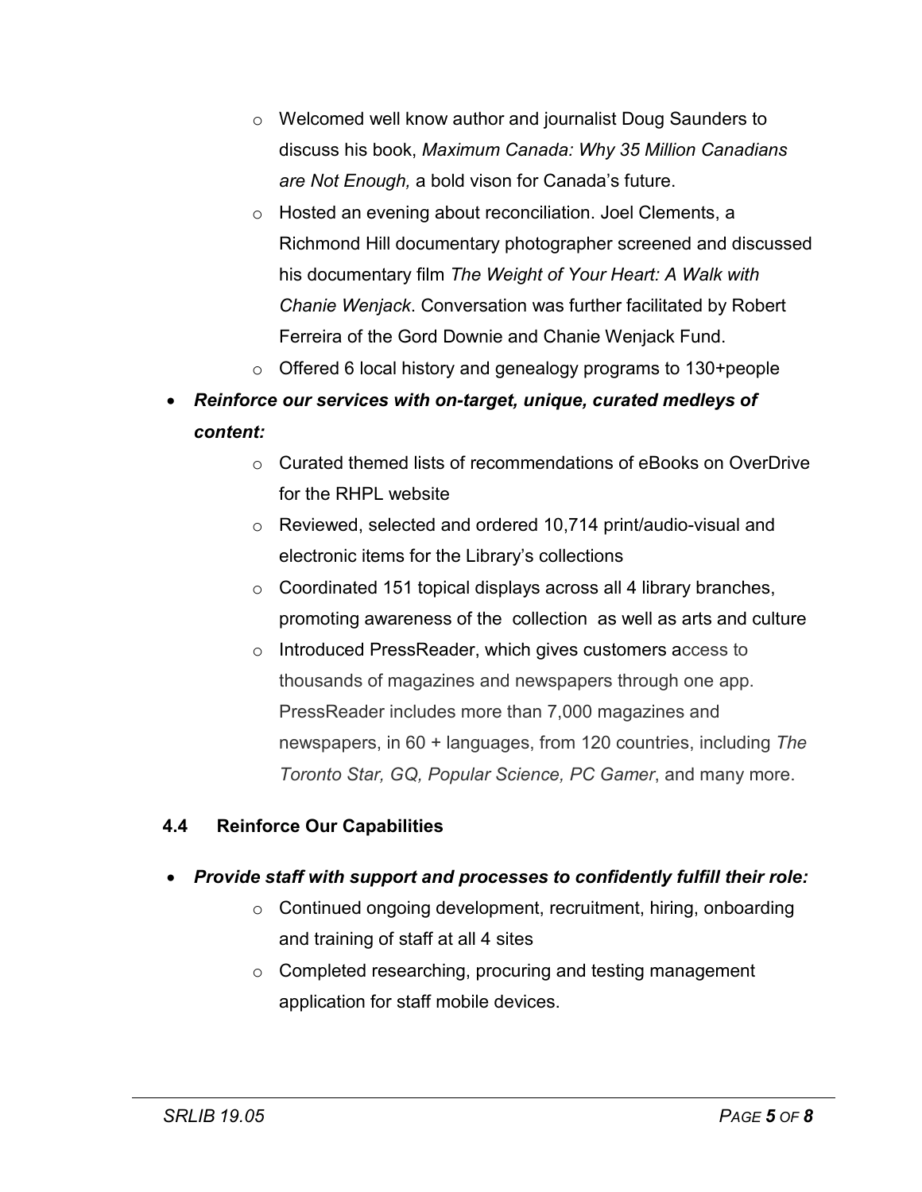- Welcomed well know author and journalist Doug Saunders to discuss his book, *Maximum Canada: Why 35 Million Canadians are Not Enough,* a bold vison for Canada's future.
  - Hosted an evening about reconciliation. Joel Clements, a Richmond Hill documentary photographer screened and discussed his documentary film *The Weight of Your Heart: A Walk with Chanie Wenjack*. Conversation was further facilitated by Robert Ferreira of the Gord Downie and Chanie Wenjack Fund.
  - Offered 6 local history and genealogy programs to 130+people
- ***Reinforce our services with on-target, unique, curated medleys of content:***
  - Curated themed lists of recommendations of eBooks on OverDrive for the RHPL website
  - Reviewed, selected and ordered 10,714 print/audio-visual and electronic items for the Library's collections
  - Coordinated 151 topical displays across all 4 library branches, promoting awareness of the collection as well as arts and culture
  - Introduced PressReader, which gives customers access to thousands of magazines and newspapers through one app. PressReader includes more than 7,000 magazines and newspapers, in 60 + languages, from 120 countries, including *The Toronto Star, GQ, Popular Science, PC Gamer*, and many more.

### 4.4 Reinforce Our Capabilities

- ***Provide staff with support and processes to confidently fulfill their role:***
  - Continued ongoing development, recruitment, hiring, onboarding and training of staff at all 4 sites
  - Completed researching, procuring and testing management application for staff mobile devices.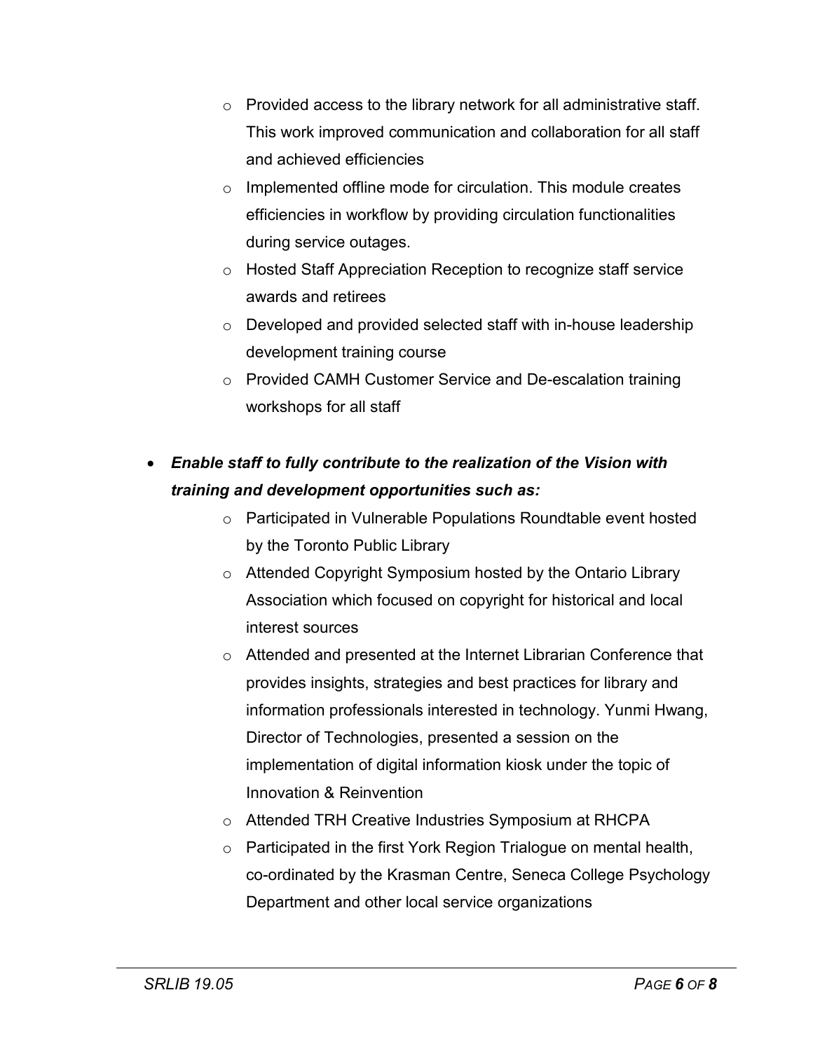- Provided access to the library network for all administrative staff. This work improved communication and collaboration for all staff and achieved efficiencies
- Implemented offline mode for circulation. This module creates efficiencies in workflow by providing circulation functionalities during service outages.
- Hosted Staff Appreciation Reception to recognize staff service awards and retirees
- Developed and provided selected staff with in-house leadership development training course
- Provided CAMH Customer Service and De-escalation training workshops for all staff

- ***Enable staff to fully contribute to the realization of the Vision with training and development opportunities such as:***
  - Participated in Vulnerable Populations Roundtable event hosted by the Toronto Public Library
  - Attended Copyright Symposium hosted by the Ontario Library Association which focused on copyright for historical and local interest sources
  - Attended and presented at the Internet Librarian Conference that provides insights, strategies and best practices for library and information professionals interested in technology. Yunmi Hwang, Director of Technologies, presented a session on the implementation of digital information kiosk under the topic of Innovation & Reinvention
  - Attended TRH Creative Industries Symposium at RHCPA
  - Participated in the first York Region Trialogue on mental health, co-ordinated by the Krasman Centre, Seneca College Psychology Department and other local service organizations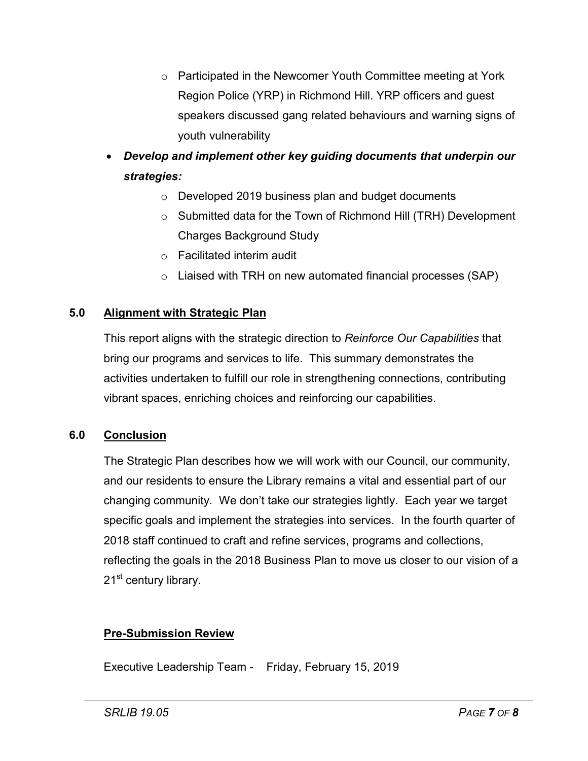- Participated in the Newcomer Youth Committee meeting at York Region Police (YRP) in Richmond Hill. YRP officers and guest speakers discussed gang related behaviours and warning signs of youth vulnerability

- ***Develop and implement other key guiding documents that underpin our strategies:***
   - Developed 2019 business plan and budget documents
   - Submitted data for the Town of Richmond Hill (TRH) Development Charges Background Study
   - Facilitated interim audit
   - Liaised with TRH on new automated financial processes (SAP)

## 5.0 Alignment with Strategic Plan

This report aligns with the strategic direction to *Reinforce Our Capabilities* that bring our programs and services to life. This summary demonstrates the activities undertaken to fulfill our role in strengthening connections, contributing vibrant spaces, enriching choices and reinforcing our capabilities.

## 6.0 Conclusion

The Strategic Plan describes how we will work with our Council, our community, and our residents to ensure the Library remains a vital and essential part of our changing community. We don't take our strategies lightly. Each year we target specific goals and implement the strategies into services. In the fourth quarter of 2018 staff continued to craft and refine services, programs and collections, reflecting the goals in the 2018 Business Plan to move us closer to our vision of a 21st century library.

## Pre-Submission Review

Executive Leadership Team - Friday, February 15, 2019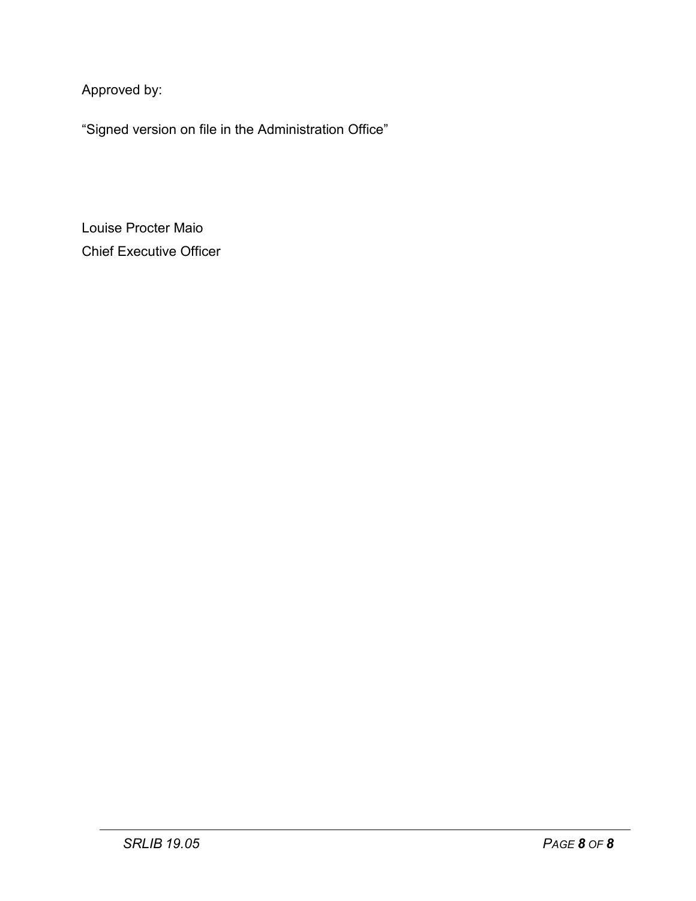Approved by:

“Signed version on file in the Administration Office”

Louise Procter Maio
Chief Executive Officer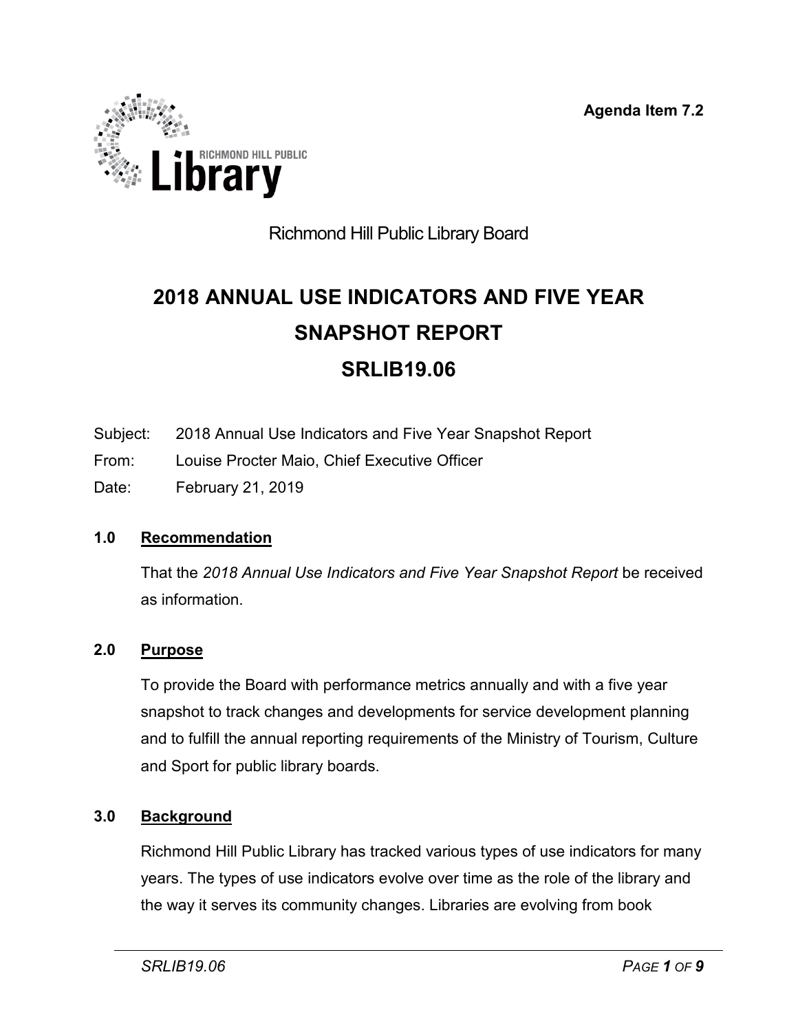Agenda Item 7.2

Richmond Hill Public Library Board

# 2018 ANNUAL USE INDICATORS AND FIVE YEAR SNAPSHOT REPORT

# SRLIB19.06

Subject: 2018 Annual Use Indicators and Five Year Snapshot Report

From: Louise Procter Maio, Chief Executive Officer

Date: February 21, 2019

## 1.0 Recommendation

That the *2018 Annual Use Indicators and Five Year Snapshot Report* be received as information.

## 2.0 Purpose

To provide the Board with performance metrics annually and with a five year snapshot to track changes and developments for service development planning and to fulfill the annual reporting requirements of the Ministry of Tourism, Culture and Sport for public library boards.

## 3.0 Background

Richmond Hill Public Library has tracked various types of use indicators for many years. The types of use indicators evolve over time as the role of the library and the way it serves its community changes. Libraries are evolving from book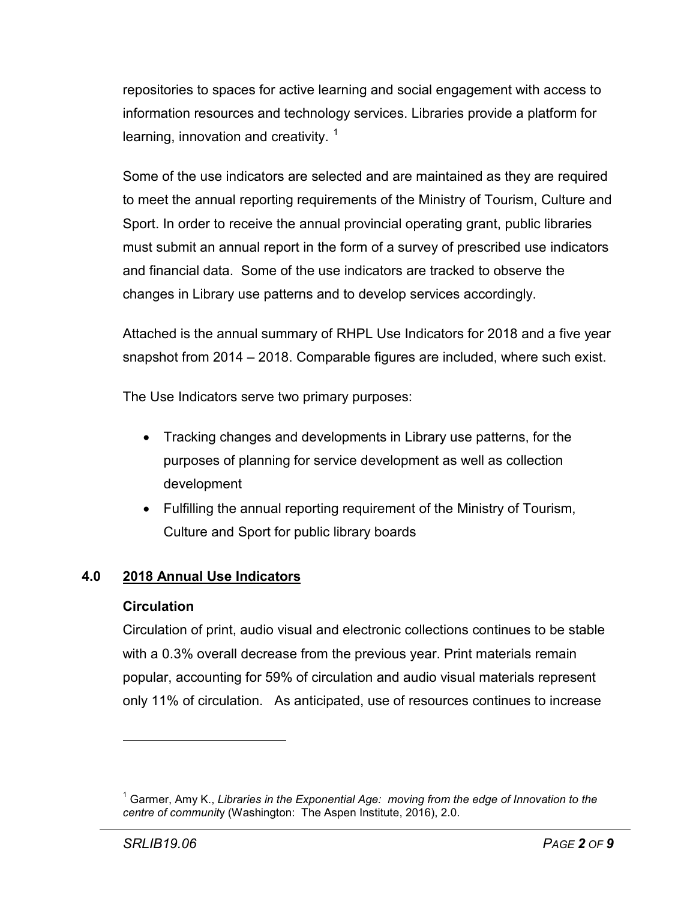repositories to spaces for active learning and social engagement with access to information resources and technology services. Libraries provide a platform for learning, innovation and creativity. [1]

Some of the use indicators are selected and are maintained as they are required to meet the annual reporting requirements of the Ministry of Tourism, Culture and Sport. In order to receive the annual provincial operating grant, public libraries must submit an annual report in the form of a survey of prescribed use indicators and financial data. Some of the use indicators are tracked to observe the changes in Library use patterns and to develop services accordingly.

Attached is the annual summary of RHPL Use Indicators for 2018 and a five year snapshot from 2014 – 2018. Comparable figures are included, where such exist.

The Use Indicators serve two primary purposes:

- Tracking changes and developments in Library use patterns, for the purposes of planning for service development as well as collection development
- Fulfilling the annual reporting requirement of the Ministry of Tourism, Culture and Sport for public library boards

## 4.0 2018 Annual Use Indicators

### Circulation

Circulation of print, audio visual and electronic collections continues to be stable with a 0.3% overall decrease from the previous year. Print materials remain popular, accounting for 59% of circulation and audio visual materials represent only 11% of circulation. As anticipated, use of resources continues to increase

---

[1] Garmer, Amy K., *Libraries in the Exponential Age: moving from the edge of Innovation to the centre of community* (Washington: The Aspen Institute, 2016), 2.0.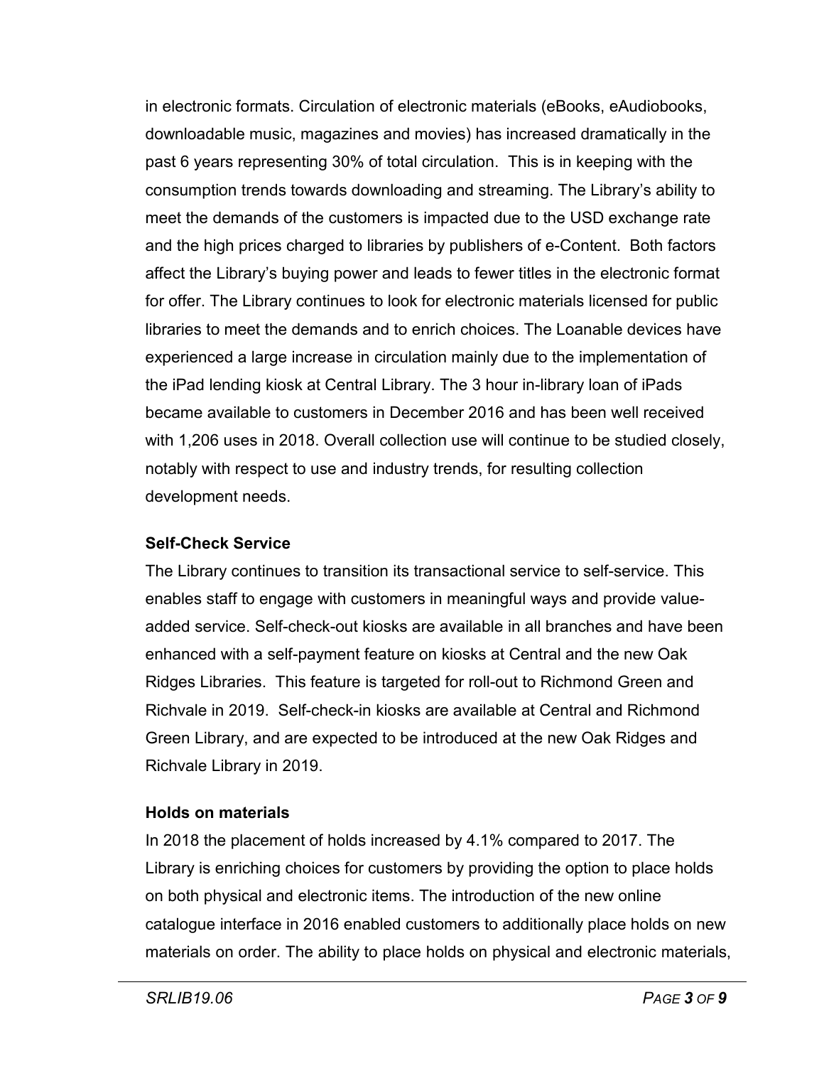in electronic formats. Circulation of electronic materials (eBooks, eAudiobooks, downloadable music, magazines and movies) has increased dramatically in the past 6 years representing 30% of total circulation. This is in keeping with the consumption trends towards downloading and streaming. The Library's ability to meet the demands of the customers is impacted due to the USD exchange rate and the high prices charged to libraries by publishers of e-Content. Both factors affect the Library's buying power and leads to fewer titles in the electronic format for offer. The Library continues to look for electronic materials licensed for public libraries to meet the demands and to enrich choices. The Loanable devices have experienced a large increase in circulation mainly due to the implementation of the iPad lending kiosk at Central Library. The 3 hour in-library loan of iPads became available to customers in December 2016 and has been well received with 1,206 uses in 2018. Overall collection use will continue to be studied closely, notably with respect to use and industry trends, for resulting collection development needs.

**Self-Check Service**

The Library continues to transition its transactional service to self-service. This enables staff to engage with customers in meaningful ways and provide value-added service. Self-check-out kiosks are available in all branches and have been enhanced with a self-payment feature on kiosks at Central and the new Oak Ridges Libraries. This feature is targeted for roll-out to Richmond Green and Richvale in 2019. Self-check-in kiosks are available at Central and Richmond Green Library, and are expected to be introduced at the new Oak Ridges and Richvale Library in 2019.

**Holds on materials**

In 2018 the placement of holds increased by 4.1% compared to 2017. The Library is enriching choices for customers by providing the option to place holds on both physical and electronic items. The introduction of the new online catalogue interface in 2016 enabled customers to additionally place holds on new materials on order. The ability to place holds on physical and electronic materials,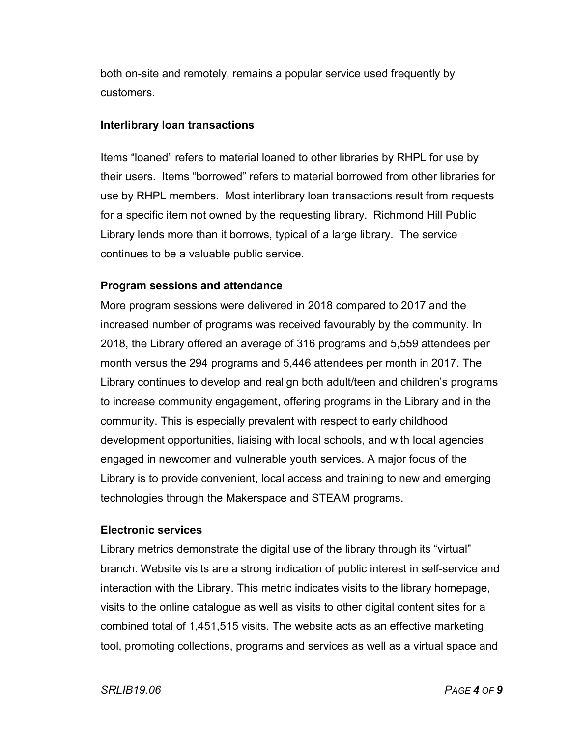both on-site and remotely, remains a popular service used frequently by customers.

**Interlibrary loan transactions**

Items “loaned” refers to material loaned to other libraries by RHPL for use by their users. Items “borrowed” refers to material borrowed from other libraries for use by RHPL members. Most interlibrary loan transactions result from requests for a specific item not owned by the requesting library. Richmond Hill Public Library lends more than it borrows, typical of a large library. The service continues to be a valuable public service.

**Program sessions and attendance**

More program sessions were delivered in 2018 compared to 2017 and the increased number of programs was received favourably by the community. In 2018, the Library offered an average of 316 programs and 5,559 attendees per month versus the 294 programs and 5,446 attendees per month in 2017. The Library continues to develop and realign both adult/teen and children’s programs to increase community engagement, offering programs in the Library and in the community. This is especially prevalent with respect to early childhood development opportunities, liaising with local schools, and with local agencies engaged in newcomer and vulnerable youth services. A major focus of the Library is to provide convenient, local access and training to new and emerging technologies through the Makerspace and STEAM programs.

**Electronic services**

Library metrics demonstrate the digital use of the library through its “virtual” branch. Website visits are a strong indication of public interest in self-service and interaction with the Library. This metric indicates visits to the library homepage, visits to the online catalogue as well as visits to other digital content sites for a combined total of 1,451,515 visits. The website acts as an effective marketing tool, promoting collections, programs and services as well as a virtual space and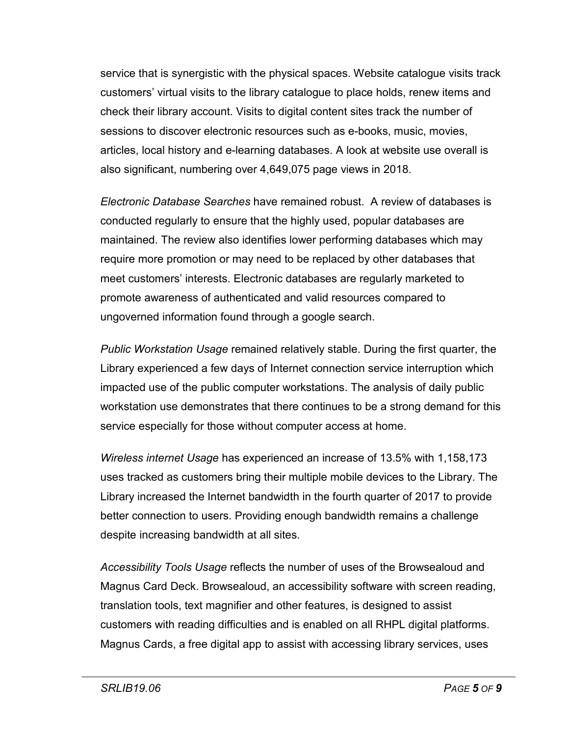service that is synergistic with the physical spaces. Website catalogue visits track customers' virtual visits to the library catalogue to place holds, renew items and check their library account. Visits to digital content sites track the number of sessions to discover electronic resources such as e-books, music, movies, articles, local history and e-learning databases. A look at website use overall is also significant, numbering over 4,649,075 page views in 2018.

*Electronic Database Searches* have remained robust. A review of databases is conducted regularly to ensure that the highly used, popular databases are maintained. The review also identifies lower performing databases which may require more promotion or may need to be replaced by other databases that meet customers' interests. Electronic databases are regularly marketed to promote awareness of authenticated and valid resources compared to ungoverned information found through a google search.

*Public Workstation Usage* remained relatively stable. During the first quarter, the Library experienced a few days of Internet connection service interruption which impacted use of the public computer workstations. The analysis of daily public workstation use demonstrates that there continues to be a strong demand for this service especially for those without computer access at home.

*Wireless internet Usage* has experienced an increase of 13.5% with 1,158,173 uses tracked as customers bring their multiple mobile devices to the Library. The Library increased the Internet bandwidth in the fourth quarter of 2017 to provide better connection to users. Providing enough bandwidth remains a challenge despite increasing bandwidth at all sites.

*Accessibility Tools Usage* reflects the number of uses of the Browsealoud and Magnus Card Deck. Browsealoud, an accessibility software with screen reading, translation tools, text magnifier and other features, is designed to assist customers with reading difficulties and is enabled on all RHPL digital platforms. Magnus Cards, a free digital app to assist with accessing library services, uses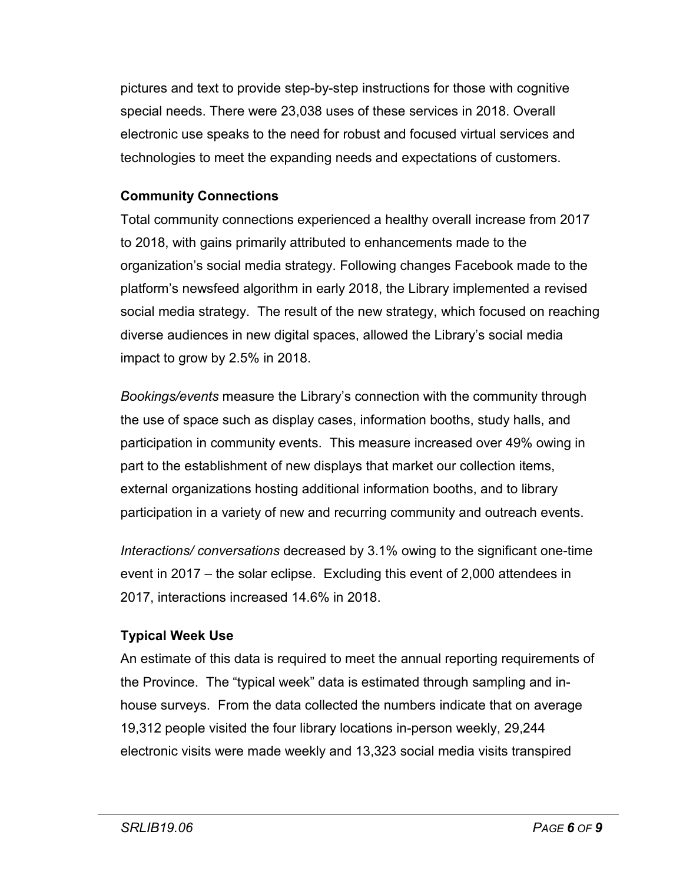pictures and text to provide step-by-step instructions for those with cognitive special needs. There were 23,038 uses of these services in 2018. Overall electronic use speaks to the need for robust and focused virtual services and technologies to meet the expanding needs and expectations of customers.

**Community Connections**

Total community connections experienced a healthy overall increase from 2017 to 2018, with gains primarily attributed to enhancements made to the organization's social media strategy. Following changes Facebook made to the platform's newsfeed algorithm in early 2018, the Library implemented a revised social media strategy. The result of the new strategy, which focused on reaching diverse audiences in new digital spaces, allowed the Library's social media impact to grow by 2.5% in 2018.

*Bookings/events* measure the Library's connection with the community through the use of space such as display cases, information booths, study halls, and participation in community events. This measure increased over 49% owing in part to the establishment of new displays that market our collection items, external organizations hosting additional information booths, and to library participation in a variety of new and recurring community and outreach events.

*Interactions/ conversations* decreased by 3.1% owing to the significant one-time event in 2017 – the solar eclipse. Excluding this event of 2,000 attendees in 2017, interactions increased 14.6% in 2018.

**Typical Week Use**

An estimate of this data is required to meet the annual reporting requirements of the Province. The "typical week" data is estimated through sampling and in-house surveys. From the data collected the numbers indicate that on average 19,312 people visited the four library locations in-person weekly, 29,244 electronic visits were made weekly and 13,323 social media visits transpired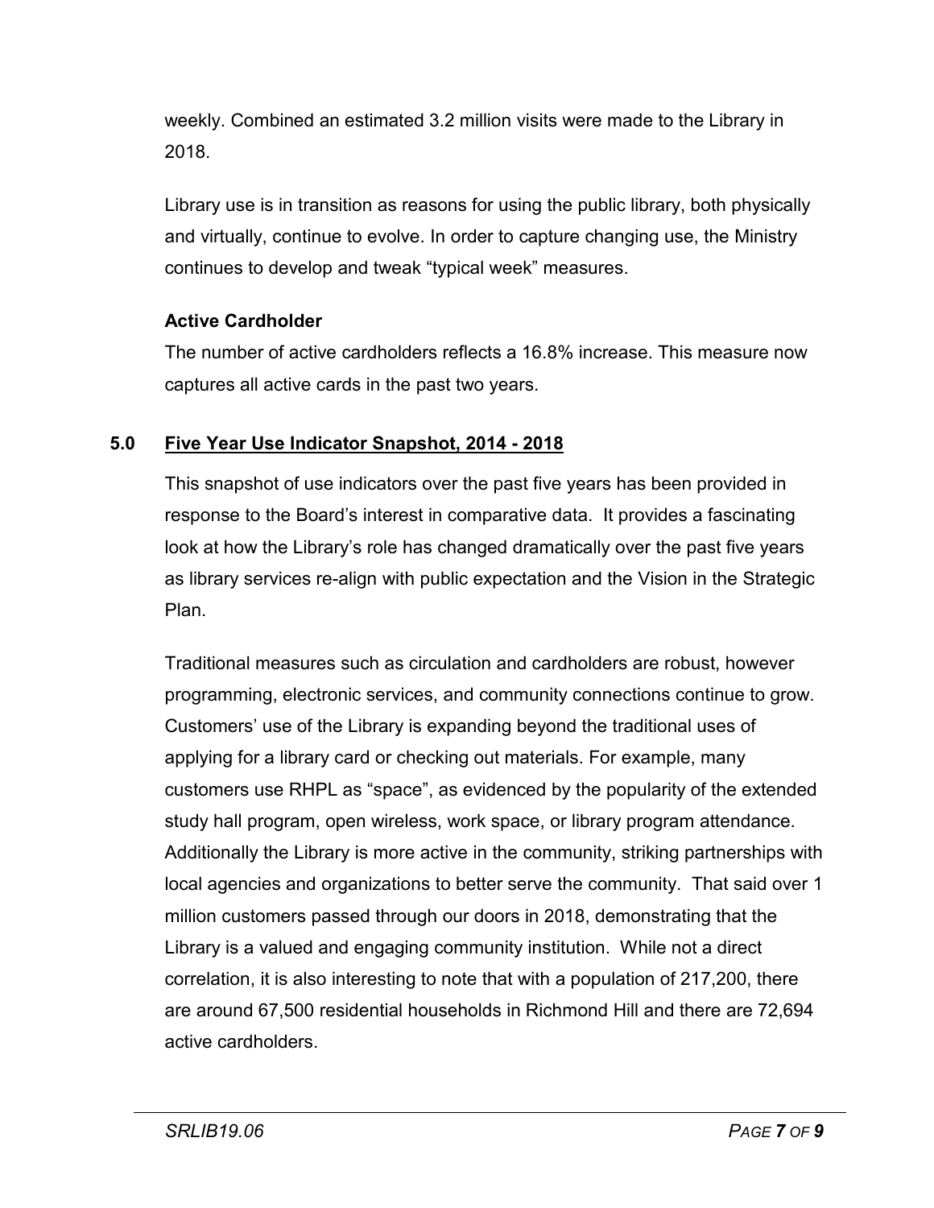weekly. Combined an estimated 3.2 million visits were made to the Library in 2018.

Library use is in transition as reasons for using the public library, both physically and virtually, continue to evolve. In order to capture changing use, the Ministry continues to develop and tweak "typical week" measures.

**Active Cardholder**

The number of active cardholders reflects a 16.8% increase. This measure now captures all active cards in the past two years.

## 5.0 Five Year Use Indicator Snapshot, 2014 - 2018

This snapshot of use indicators over the past five years has been provided in response to the Board's interest in comparative data. It provides a fascinating look at how the Library's role has changed dramatically over the past five years as library services re-align with public expectation and the Vision in the Strategic Plan.

Traditional measures such as circulation and cardholders are robust, however programming, electronic services, and community connections continue to grow. Customers' use of the Library is expanding beyond the traditional uses of applying for a library card or checking out materials. For example, many customers use RHPL as "space", as evidenced by the popularity of the extended study hall program, open wireless, work space, or library program attendance. Additionally the Library is more active in the community, striking partnerships with local agencies and organizations to better serve the community. That said over 1 million customers passed through our doors in 2018, demonstrating that the Library is a valued and engaging community institution. While not a direct correlation, it is also interesting to note that with a population of 217,200, there are around 67,500 residential households in Richmond Hill and there are 72,694 active cardholders.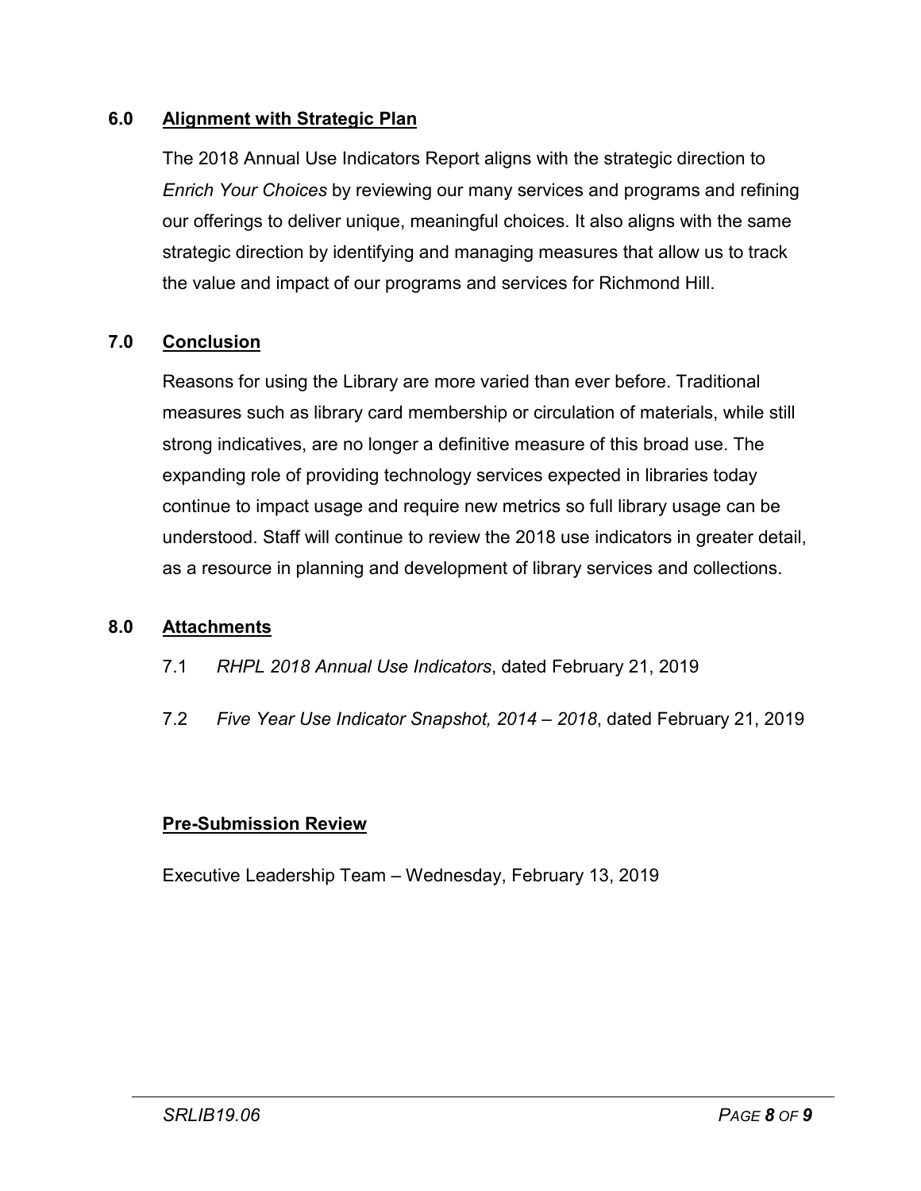## 6.0 Alignment with Strategic Plan

The 2018 Annual Use Indicators Report aligns with the strategic direction to *Enrich Your Choices* by reviewing our many services and programs and refining our offerings to deliver unique, meaningful choices. It also aligns with the same strategic direction by identifying and managing measures that allow us to track the value and impact of our programs and services for Richmond Hill.

## 7.0 Conclusion

Reasons for using the Library are more varied than ever before. Traditional measures such as library card membership or circulation of materials, while still strong indicatives, are no longer a definitive measure of this broad use. The expanding role of providing technology services expected in libraries today continue to impact usage and require new metrics so full library usage can be understood. Staff will continue to review the 2018 use indicators in greater detail, as a resource in planning and development of library services and collections.

## 8.0 Attachments

7.1 *RHPL 2018 Annual Use Indicators*, dated February 21, 2019

7.2 *Five Year Use Indicator Snapshot, 2014 – 2018*, dated February 21, 2019

**Pre-Submission Review**

Executive Leadership Team – Wednesday, February 13, 2019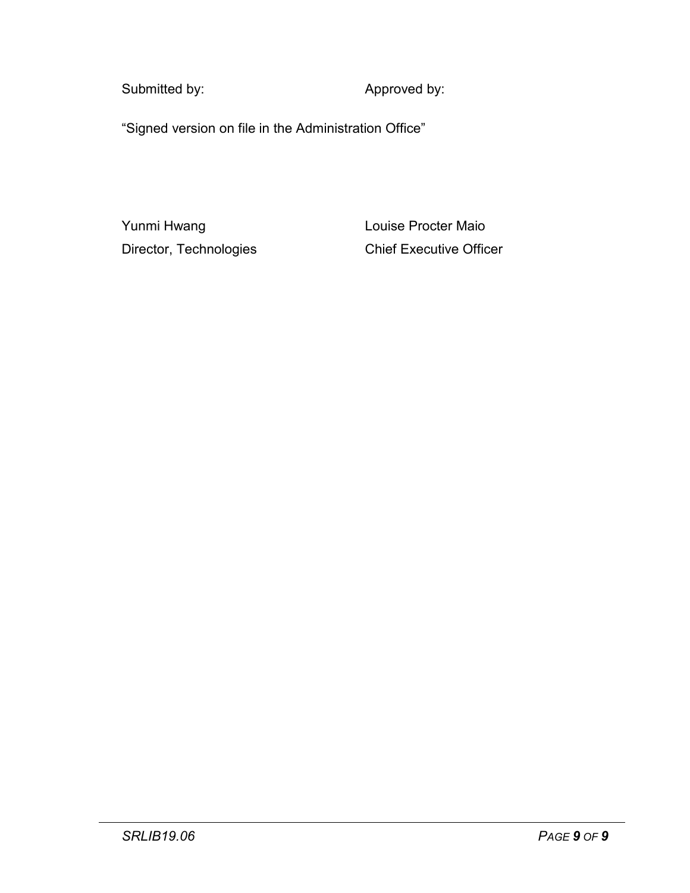| Submitted by: | Approved by: |
| --- | --- |

"Signed version on file in the Administration Office"

| Yunmi Hwang | Louise Procter Maio |
| --- | --- |
| Director, Technologies | Chief Executive Officer |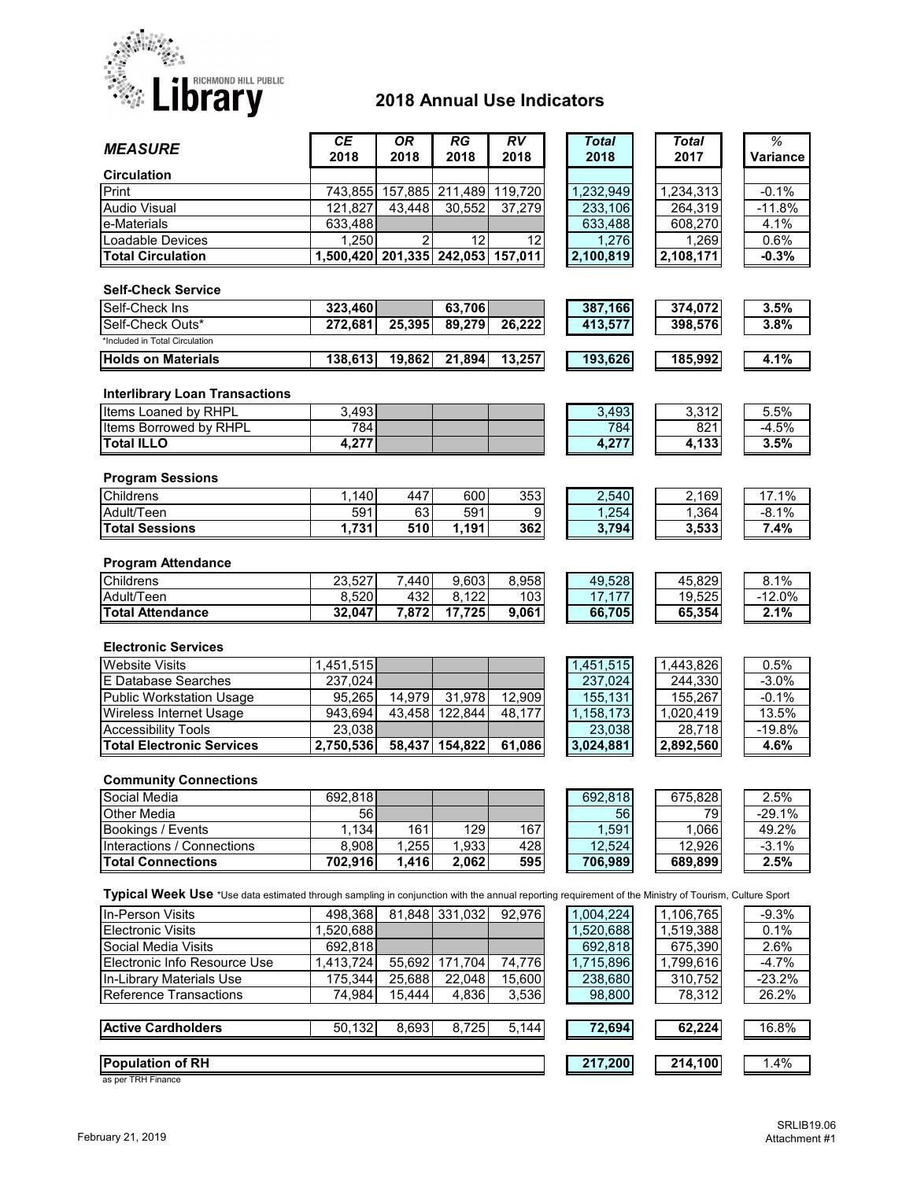RICHMOND HILL PUBLIC **Library**

# 2018 Annual Use Indicators

| *MEASURE* | *CE* 2018 | *OR* 2018 | *RG* 2018 | *RV* 2018 | *Total* 2018 | *Total* 2017 | *%* Variance |
|---|---|---|---|---|---|---|---|
| **Circulation** | | | | | | | |
| Print | 743,855 | 157,885 | 211,489 | 119,720 | 1,232,949 | 1,234,313 | -0.1% |
| Audio Visual | 121,827 | 43,448 | 30,552 | 37,279 | 233,106 | 264,319 | -11.8% |
| e-Materials | 633,488 | | | | 633,488 | 608,270 | 4.1% |
| Loadable Devices | 1,250 | 2 | 12 | 12 | 1,276 | 1,269 | 0.6% |
| **Total Circulation** | **1,500,420** | **201,335** | **242,053** | **157,011** | **2,100,819** | **2,108,171** | **-0.3%** |
| **Self-Check Service** | | | | | | | |
| Self-Check Ins | **323,460** | | **63,706** | | **387,166** | **374,072** | **3.5%** |
| Self-Check Outs* | **272,681** | **25,395** | **89,279** | **26,222** | **413,577** | **398,576** | **3.8%** |
| *Included in Total Circulation | | | | | | | |
| **Holds on Materials** | **138,613** | **19,862** | **21,894** | **13,257** | **193,626** | **185,992** | **4.1%** |
| **Interlibrary Loan Transactions** | | | | | | | |
| Items Loaned by RHPL | 3,493 | | | | 3,493 | 3,312 | 5.5% |
| Items Borrowed by RHPL | 784 | | | | 784 | 821 | -4.5% |
| **Total ILLO** | **4,277** | | | | **4,277** | **4,133** | **3.5%** |
| **Program Sessions** | | | | | | | |
| Childrens | 1,140 | 447 | 600 | 353 | 2,540 | 2,169 | 17.1% |
| Adult/Teen | 591 | 63 | 591 | 9 | 1,254 | 1,364 | -8.1% |
| **Total Sessions** | **1,731** | **510** | **1,191** | **362** | **3,794** | **3,533** | **7.4%** |
| **Program Attendance** | | | | | | | |
| Childrens | 23,527 | 7,440 | 9,603 | 8,958 | 49,528 | 45,829 | 8.1% |
| Adult/Teen | 8,520 | 432 | 8,122 | 103 | 17,177 | 19,525 | -12.0% |
| **Total Attendance** | **32,047** | **7,872** | **17,725** | **9,061** | **66,705** | **65,354** | **2.1%** |
| **Electronic Services** | | | | | | | |
| Website Visits | 1,451,515 | | | | 1,451,515 | 1,443,826 | 0.5% |
| E Database Searches | 237,024 | | | | 237,024 | 244,330 | -3.0% |
| Public Workstation Usage | 95,265 | 14,979 | 31,978 | 12,909 | 155,131 | 155,267 | -0.1% |
| Wireless Internet Usage | 943,694 | 43,458 | 122,844 | 48,177 | 1,158,173 | 1,020,419 | 13.5% |
| Accessibility Tools | 23,038 | | | | 23,038 | 28,718 | -19.8% |
| **Total Electronic Services** | **2,750,536** | **58,437** | **154,822** | **61,086** | **3,024,881** | **2,892,560** | **4.6%** |
| **Community Connections** | | | | | | | |
| Social Media | 692,818 | | | | 692,818 | 675,828 | 2.5% |
| Other Media | 56 | | | | 56 | 79 | -29.1% |
| Bookings / Events | 1,134 | 161 | 129 | 167 | 1,591 | 1,066 | 49.2% |
| Interactions / Connections | 8,908 | 1,255 | 1,933 | 428 | 12,524 | 12,926 | -3.1% |
| **Total Connections** | **702,916** | **1,416** | **2,062** | **595** | **706,989** | **689,899** | **2.5%** |
| **Typical Week Use** *Use data estimated through sampling in conjunction with the annual reporting requirement of the Ministry of Tourism, Culture Sport | | | | | | | |
| In-Person Visits | 498,368 | 81,848 | 331,032 | 92,976 | 1,004,224 | 1,106,765 | -9.3% |
| Electronic Visits | 1,520,688 | | | | 1,520,688 | 1,519,388 | 0.1% |
| Social Media Visits | 692,818 | | | | 692,818 | 675,390 | 2.6% |
| Electronic Info Resource Use | 1,413,724 | 55,692 | 171,704 | 74,776 | 1,715,896 | 1,799,616 | -4.7% |
| In-Library Materials Use | 175,344 | 25,688 | 22,048 | 15,600 | 238,680 | 310,752 | -23.2% |
| Reference Transactions | 74,984 | 15,444 | 4,836 | 3,536 | 98,800 | 78,312 | 26.2% |
| **Active Cardholders** | 50,132 | 8,693 | 8,725 | 5,144 | **72,694** | **62,224** | 16.8% |
| **Population of RH** | | | | | **217,200** | **214,100** | 1.4% |

as per TRH Finance

February 21, 2019

SRLIB19.06
Attachment #1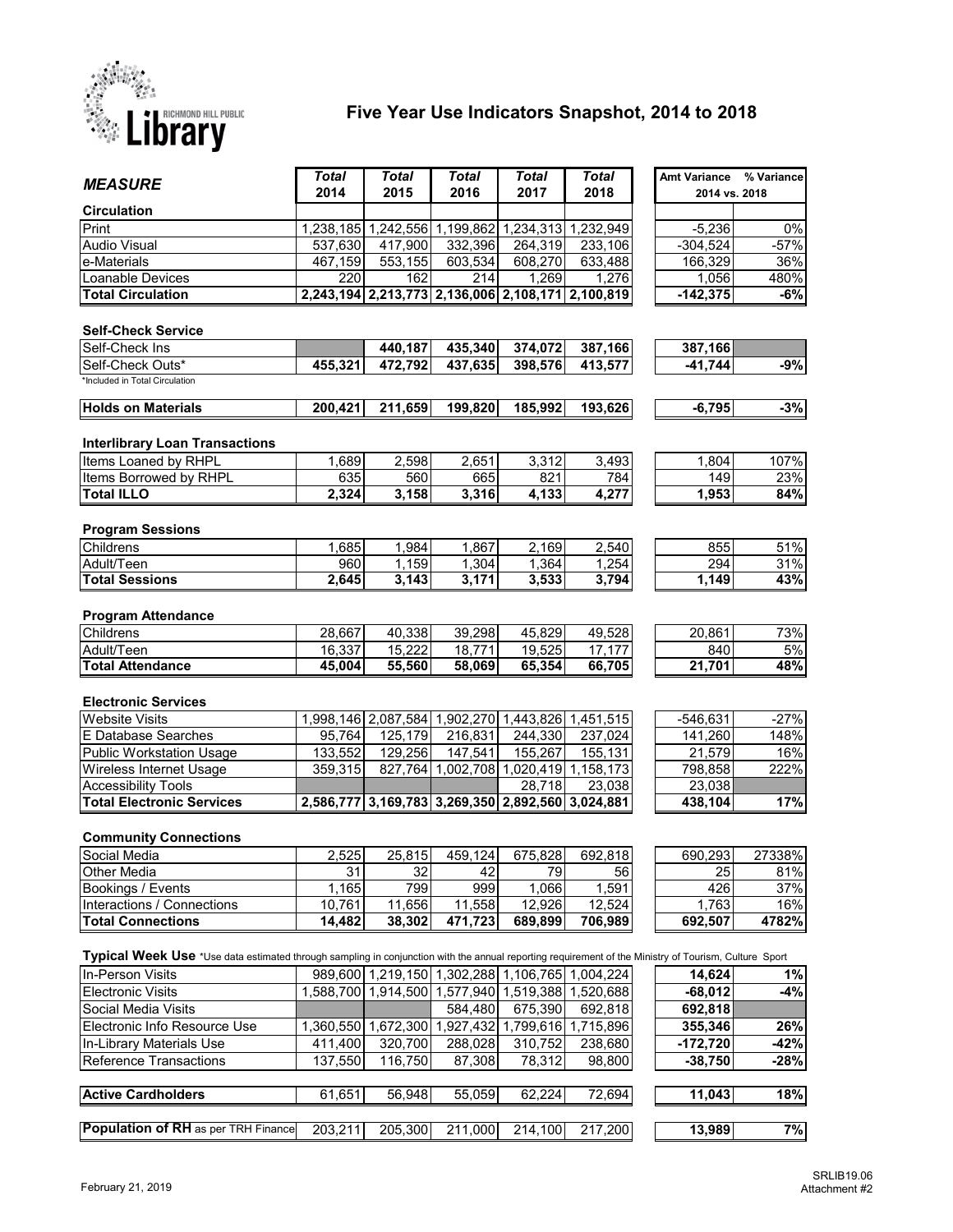RICHMOND HILL PUBLIC Library

# Five Year Use Indicators Snapshot, 2014 to 2018

| *MEASURE* | *Total 2014* | *Total 2015* | *Total 2016* | *Total 2017* | *Total 2018* | Amt Variance 2014 vs. 2018 | % Variance 2014 vs. 2018 |
|---|---|---|---|---|---|---|---|
| **Circulation** | | | | | | | |
| Print | 1,238,185 | 1,242,556 | 1,199,862 | 1,234,313 | 1,232,949 | -5,236 | 0% |
| Audio Visual | 537,630 | 417,900 | 332,396 | 264,319 | 233,106 | -304,524 | -57% |
| e-Materials | 467,159 | 553,155 | 603,534 | 608,270 | 633,488 | 166,329 | 36% |
| Loanable Devices | 220 | 162 | 214 | 1,269 | 1,276 | 1,056 | 480% |
| **Total Circulation** | **2,243,194** | **2,213,773** | **2,136,006** | **2,108,171** | **2,100,819** | **-142,375** | **-6%** |
| **Self-Check Service** | | | | | | | |
| Self-Check Ins | | **440,187** | **435,340** | **374,072** | **387,166** | **387,166** | |
| Self-Check Outs* | **455,321** | **472,792** | **437,635** | **398,576** | **413,577** | **-41,744** | **-9%** |
| *Included in Total Circulation | | | | | | | |
| **Holds on Materials** | **200,421** | **211,659** | **199,820** | **185,992** | **193,626** | **-6,795** | **-3%** |
| **Interlibrary Loan Transactions** | | | | | | | |
| Items Loaned by RHPL | 1,689 | 2,598 | 2,651 | 3,312 | 3,493 | 1,804 | 107% |
| Items Borrowed by RHPL | 635 | 560 | 665 | 821 | 784 | 149 | 23% |
| **Total ILLO** | **2,324** | **3,158** | **3,316** | **4,133** | **4,277** | **1,953** | **84%** |
| **Program Sessions** | | | | | | | |
| Childrens | 1,685 | 1,984 | 1,867 | 2,169 | 2,540 | 855 | 51% |
| Adult/Teen | 960 | 1,159 | 1,304 | 1,364 | 1,254 | 294 | 31% |
| **Total Sessions** | **2,645** | **3,143** | **3,171** | **3,533** | **3,794** | **1,149** | **43%** |
| **Program Attendance** | | | | | | | |
| Childrens | 28,667 | 40,338 | 39,298 | 45,829 | 49,528 | 20,861 | 73% |
| Adult/Teen | 16,337 | 15,222 | 18,771 | 19,525 | 17,177 | 840 | 5% |
| **Total Attendance** | **45,004** | **55,560** | **58,069** | **65,354** | **66,705** | **21,701** | **48%** |
| **Electronic Services** | | | | | | | |
| Website Visits | 1,998,146 | 2,087,584 | 1,902,270 | 1,443,826 | 1,451,515 | -546,631 | -27% |
| E Database Searches | 95,764 | 125,179 | 216,831 | 244,330 | 237,024 | 141,260 | 148% |
| Public Workstation Usage | 133,552 | 129,256 | 147,541 | 155,267 | 155,131 | 21,579 | 16% |
| Wireless Internet Usage | 359,315 | 827,764 | 1,002,708 | 1,020,419 | 1,158,173 | 798,858 | 222% |
| Accessibility Tools | | | | 28,718 | 23,038 | 23,038 | |
| **Total Electronic Services** | **2,586,777** | **3,169,783** | **3,269,350** | **2,892,560** | **3,024,881** | **438,104** | **17%** |
| **Community Connections** | | | | | | | |
| Social Media | 2,525 | 25,815 | 459,124 | 675,828 | 692,818 | 690,293 | 27338% |
| Other Media | 31 | 32 | 42 | 79 | 56 | 25 | 81% |
| Bookings / Events | 1,165 | 799 | 999 | 1,066 | 1,591 | 426 | 37% |
| Interactions / Connections | 10,761 | 11,656 | 11,558 | 12,926 | 12,524 | 1,763 | 16% |
| **Total Connections** | **14,482** | **38,302** | **471,723** | **689,899** | **706,989** | **692,507** | **4782%** |
| **Typical Week Use** *Use data estimated through sampling in conjunction with the annual reporting requirement of the Ministry of Tourism, Culture Sport | | | | | | | |
| In-Person Visits | 989,600 | 1,219,150 | 1,302,288 | 1,106,765 | 1,004,224 | **14,624** | **1%** |
| Electronic Visits | 1,588,700 | 1,914,500 | 1,577,940 | 1,519,388 | 1,520,688 | **-68,012** | **-4%** |
| Social Media Visits | | | 584,480 | 675,390 | 692,818 | **692,818** | |
| Electronic Info Resource Use | 1,360,550 | 1,672,300 | 1,927,432 | 1,799,616 | 1,715,896 | **355,346** | **26%** |
| In-Library Materials Use | 411,400 | 320,700 | 288,028 | 310,752 | 238,680 | **-172,720** | **-42%** |
| Reference Transactions | 137,550 | 116,750 | 87,308 | 78,312 | 98,800 | **-38,750** | **-28%** |
| **Active Cardholders** | 61,651 | 56,948 | 55,059 | 62,224 | 72,694 | **11,043** | **18%** |
| **Population of RH** as per TRH Finance | 203,211 | 205,300 | 211,000 | 214,100 | 217,200 | **13,989** | **7%** |

February 21, 2019

SRLIB19.06
Attachment #2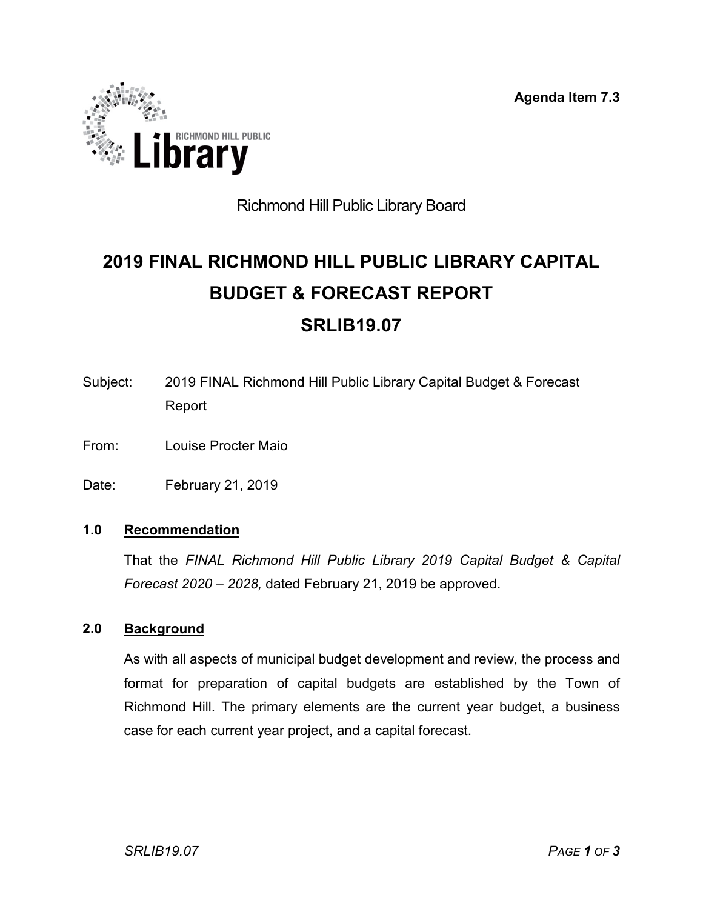Agenda Item 7.3

Richmond Hill Public Library Board

# 2019 FINAL RICHMOND HILL PUBLIC LIBRARY CAPITAL BUDGET & FORECAST REPORT

# SRLIB19.07

Subject: 2019 FINAL Richmond Hill Public Library Capital Budget & Forecast Report

From: Louise Procter Maio

Date: February 21, 2019

## 1.0 Recommendation

That the *FINAL Richmond Hill Public Library 2019 Capital Budget & Capital Forecast 2020 – 2028,* dated February 21, 2019 be approved.

## 2.0 Background

As with all aspects of municipal budget development and review, the process and format for preparation of capital budgets are established by the Town of Richmond Hill. The primary elements are the current year budget, a business case for each current year project, and a capital forecast.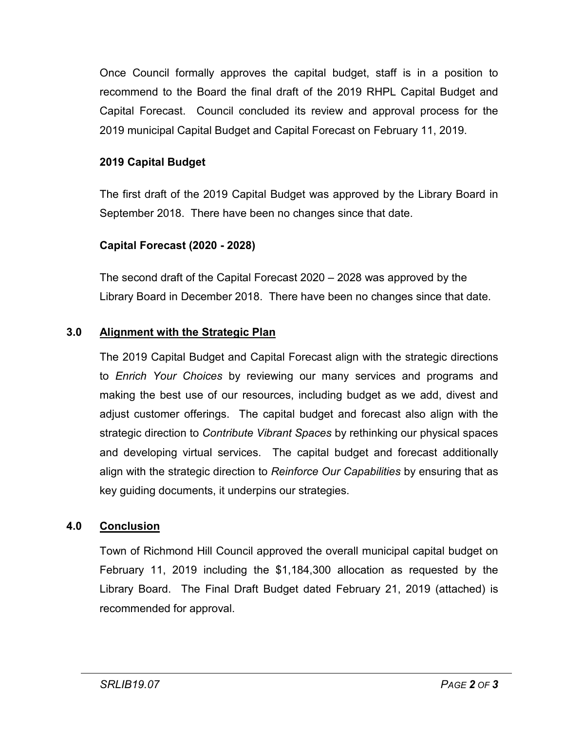Once Council formally approves the capital budget, staff is in a position to recommend to the Board the final draft of the 2019 RHPL Capital Budget and Capital Forecast. Council concluded its review and approval process for the 2019 municipal Capital Budget and Capital Forecast on February 11, 2019.

**2019 Capital Budget**

The first draft of the 2019 Capital Budget was approved by the Library Board in September 2018. There have been no changes since that date.

**Capital Forecast (2020 - 2028)**

The second draft of the Capital Forecast 2020 – 2028 was approved by the Library Board in December 2018. There have been no changes since that date.

## 3.0 Alignment with the Strategic Plan

The 2019 Capital Budget and Capital Forecast align with the strategic directions to *Enrich Your Choices* by reviewing our many services and programs and making the best use of our resources, including budget as we add, divest and adjust customer offerings. The capital budget and forecast also align with the strategic direction to *Contribute Vibrant Spaces* by rethinking our physical spaces and developing virtual services. The capital budget and forecast additionally align with the strategic direction to *Reinforce Our Capabilities* by ensuring that as key guiding documents, it underpins our strategies.

## 4.0 Conclusion

Town of Richmond Hill Council approved the overall municipal capital budget on February 11, 2019 including the $1,184,300 allocation as requested by the Library Board. The Final Draft Budget dated February 21, 2019 (attached) is recommended for approval.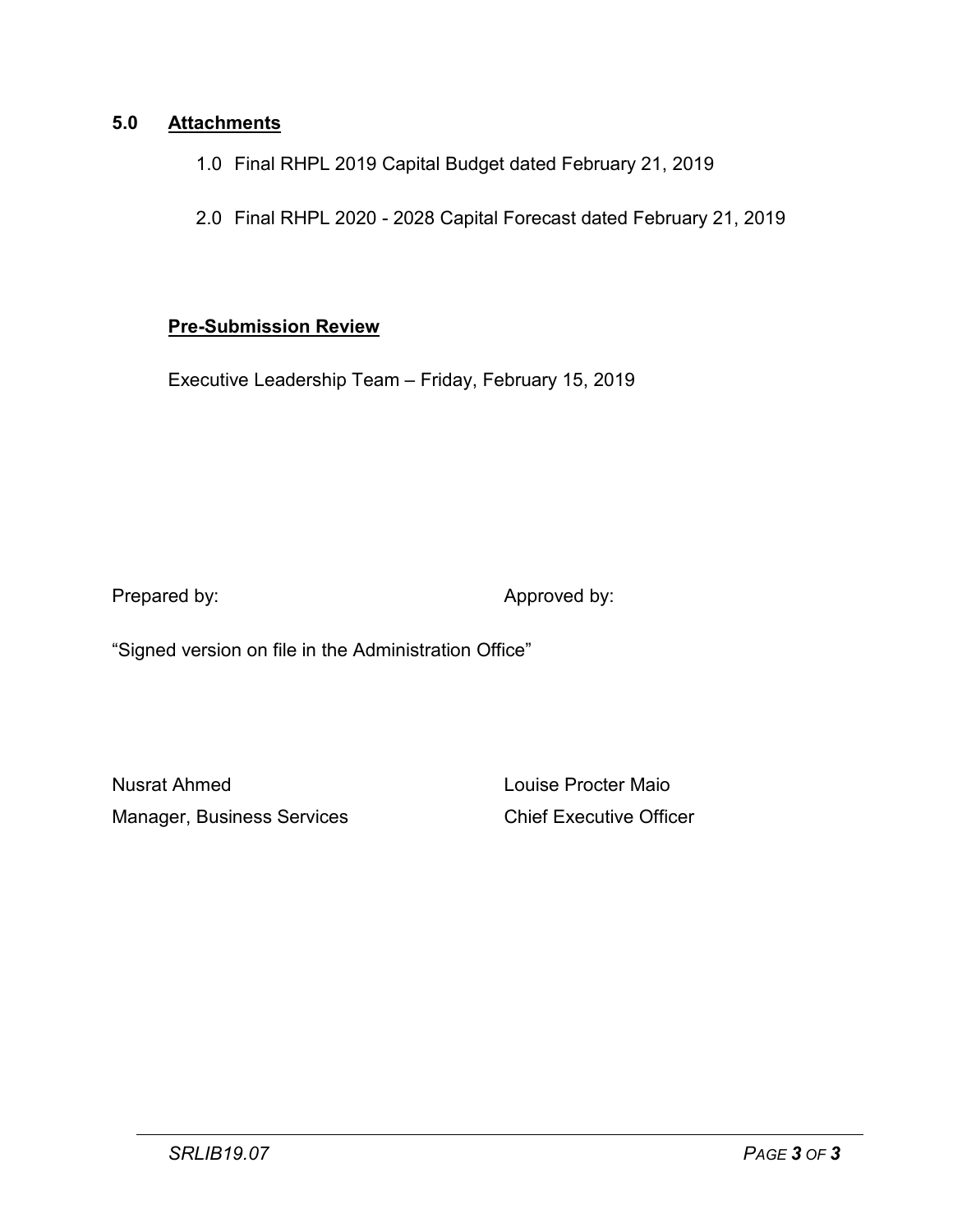## 5.0 Attachments

1.0 Final RHPL 2019 Capital Budget dated February 21, 2019

2.0 Final RHPL 2020 - 2028 Capital Forecast dated February 21, 2019

**Pre-Submission Review**

Executive Leadership Team – Friday, February 15, 2019

| Prepared by: | Approved by: |
| --- | --- |

“Signed version on file in the Administration Office”

| Nusrat Ahmed | Louise Procter Maio |
| --- | --- |
| Manager, Business Services | Chief Executive Officer |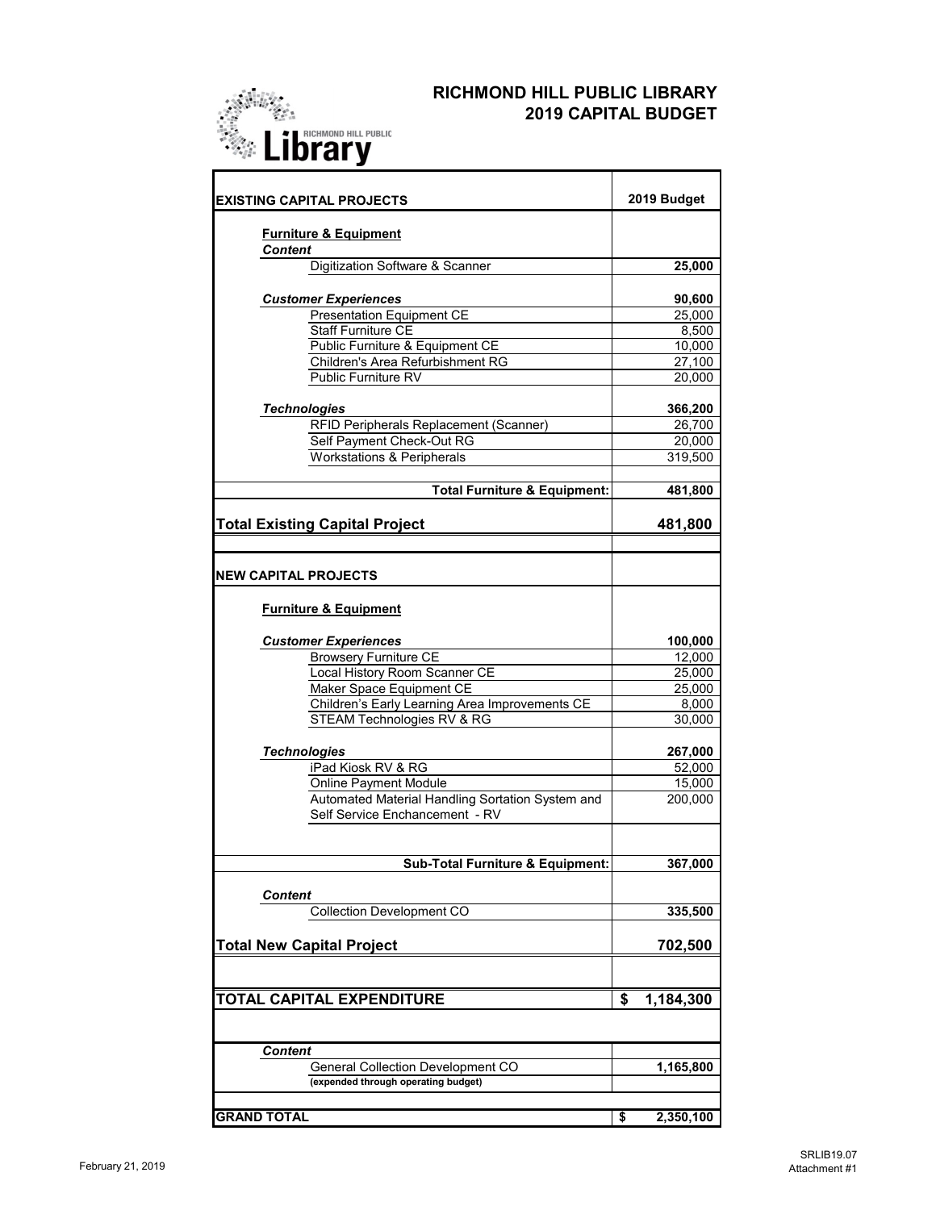# RICHMOND HILL PUBLIC LIBRARY
## 2019 CAPITAL BUDGET

| EXISTING CAPITAL PROJECTS | 2019 Budget |
|---|---|
| **Furniture & Equipment** | |
| ***Content*** | |
| Digitization Software & Scanner | **25,000** |
| ***Customer Experiences*** | **90,600** |
| Presentation Equipment CE | 25,000 |
| Staff Furniture CE | 8,500 |
| Public Furniture & Equipment CE | 10,000 |
| Children's Area Refurbishment RG | 27,100 |
| Public Furniture RV | 20,000 |
| ***Technologies*** | **366,200** |
| RFID Peripherals Replacement (Scanner) | 26,700 |
| Self Payment Check-Out RG | 20,000 |
| Workstations & Peripherals | 319,500 |
| **Total Furniture & Equipment:** | **481,800** |
| **Total Existing Capital Project** | **481,800** |
| **NEW CAPITAL PROJECTS** | |
| **Furniture & Equipment** | |
| ***Customer Experiences*** | **100,000** |
| Browsery Furniture CE | 12,000 |
| Local History Room Scanner CE | 25,000 |
| Maker Space Equipment CE | 25,000 |
| Children's Early Learning Area Improvements CE | 8,000 |
| STEAM Technologies RV & RG | 30,000 |
| ***Technologies*** | **267,000** |
| iPad Kiosk RV & RG | 52,000 |
| Online Payment Module | 15,000 |
| Automated Material Handling Sortation System and Self Service Enchancement - RV | 200,000 |
| **Sub-Total Furniture & Equipment:** | **367,000** |
| ***Content*** | |
| Collection Development CO | **335,500** |
| **Total New Capital Project** | **702,500** |
| **TOTAL CAPITAL EXPENDITURE** | **$ 1,184,300** |
| ***Content*** | |
| General Collection Development CO (expended through operating budget) | **1,165,800** |
| **GRAND TOTAL** | **$ 2,350,100** |

February 21, 2019

SRLIB19.07
Attachment #1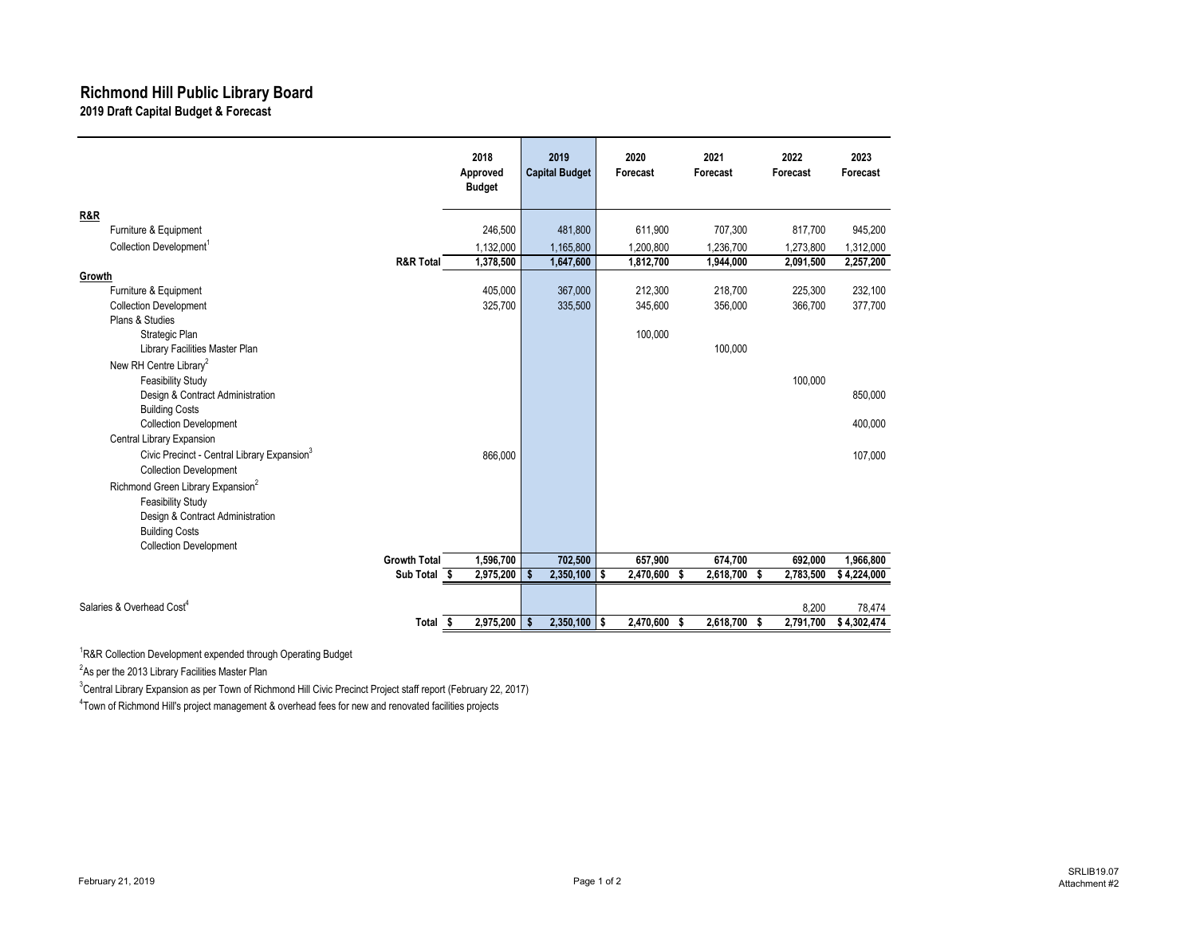# Richmond Hill Public Library Board

## 2019 Draft Capital Budget & Forecast

| | 2018 Approved Budget | 2019 Capital Budget | 2020 Forecast | 2021 Forecast | 2022 Forecast | 2023 Forecast |
|---|---|---|---|---|---|---|
| **R&R** | | | | | | |
| Furniture & Equipment | 246,500 | 481,800 | 611,900 | 707,300 | 817,700 | 945,200 |
| Collection Development[1] | 1,132,000 | 1,165,800 | 1,200,800 | 1,236,700 | 1,273,800 | 1,312,000 |
| **R&R Total** | **1,378,500** | **1,647,600** | **1,812,700** | **1,944,000** | **2,091,500** | **2,257,200** |
| **Growth** | | | | | | |
| Furniture & Equipment | 405,000 | 367,000 | 212,300 | 218,700 | 225,300 | 232,100 |
| Collection Development | 325,700 | 335,500 | 345,600 | 356,000 | 366,700 | 377,700 |
| Plans & Studies | | | | | | |
| Strategic Plan | | | 100,000 | | | |
| Library Facilities Master Plan | | | | 100,000 | | |
| New RH Centre Library[2] | | | | | | |
| Feasibility Study | | | | | 100,000 | |
| Design & Contract Administration | | | | | | 850,000 |
| Building Costs | | | | | | |
| Collection Development | | | | | | 400,000 |
| Central Library Expansion | | | | | | |
| Civic Precinct - Central Library Expansion[3] | 866,000 | | | | | 107,000 |
| Collection Development | | | | | | |
| Richmond Green Library Expansion[2] | | | | | | |
| Feasibility Study | | | | | | |
| Design & Contract Administration | | | | | | |
| Building Costs | | | | | | |
| Collection Development | | | | | | |
| **Growth Total** | **1,596,700** | **702,500** | **657,900** | **674,700** | **692,000** | **1,966,800** |
| **Sub Total** | **$ 2,975,200** | **$ 2,350,100** | **$ 2,470,600** | **$ 2,618,700** | **$ 2,783,500** | **$ 4,224,000** |
| Salaries & Overhead Cost[4] | | | | | 8,200 | 78,474 |
| **Total** | **$ 2,975,200** | **$ 2,350,100** | **$ 2,470,600** | **$ 2,618,700** | **$ 2,791,700** | **$ 4,302,474** |

[1] R&R Collection Development expended through Operating Budget

[2] As per the 2013 Library Facilities Master Plan

[3] Central Library Expansion as per Town of Richmond Hill Civic Precinct Project staff report (February 22, 2017)

[4] Town of Richmond Hill's project management & overhead fees for new and renovated facilities projects

February 21, 2019

SRLIB19.07
Attachment #2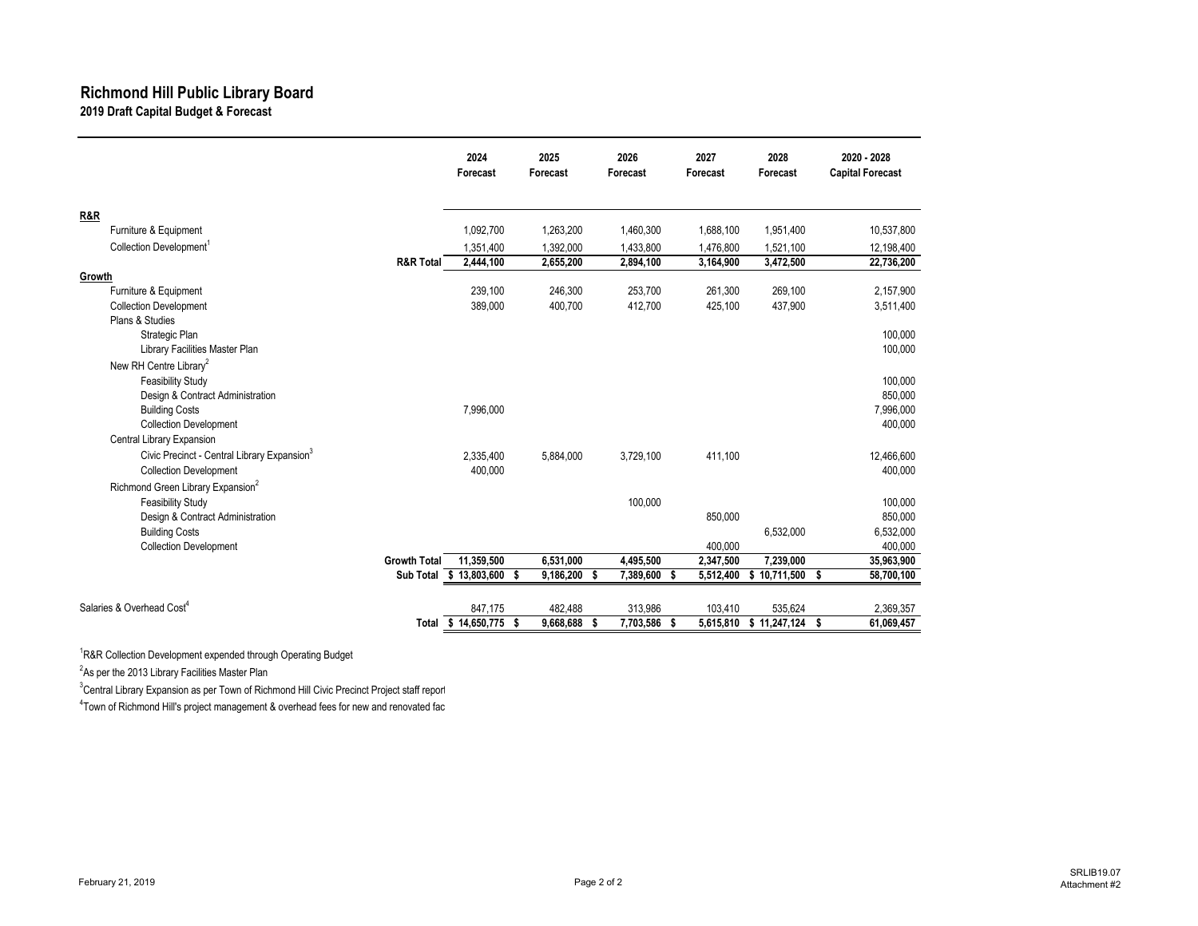# Richmond Hill Public Library Board

## 2019 Draft Capital Budget & Forecast

| | | 2024 Forecast | 2025 Forecast | 2026 Forecast | 2027 Forecast | 2028 Forecast | 2020 - 2028 Capital Forecast |
|---|---|---|---|---|---|---|---|
| **R&R** | | | | | | | |
| Furniture & Equipment | | 1,092,700 | 1,263,200 | 1,460,300 | 1,688,100 | 1,951,400 | 10,537,800 |
| Collection Development[1] | | 1,351,400 | 1,392,000 | 1,433,800 | 1,476,800 | 1,521,100 | 12,198,400 |
| | **R&R Total** | **2,444,100** | **2,655,200** | **2,894,100** | **3,164,900** | **3,472,500** | **22,736,200** |
| **Growth** | | | | | | | |
| Furniture & Equipment | | 239,100 | 246,300 | 253,700 | 261,300 | 269,100 | 2,157,900 |
| Collection Development | | 389,000 | 400,700 | 412,700 | 425,100 | 437,900 | 3,511,400 |
| Plans & Studies | | | | | | | |
| Strategic Plan | | | | | | | 100,000 |
| Library Facilities Master Plan | | | | | | | 100,000 |
| New RH Centre Library[2] | | | | | | | |
| Feasibility Study | | | | | | | 100,000 |
| Design & Contract Administration | | | | | | | 850,000 |
| Building Costs | | 7,996,000 | | | | | 7,996,000 |
| Collection Development | | | | | | | 400,000 |
| Central Library Expansion | | | | | | | |
| Civic Precinct - Central Library Expansion[3] | | 2,335,400 | 5,884,000 | 3,729,100 | 411,100 | | 12,466,600 |
| Collection Development | | 400,000 | | | | | 400,000 |
| Richmond Green Library Expansion[2] | | | | | | | |
| Feasibility Study | | | | 100,000 | | | 100,000 |
| Design & Contract Administration | | | | | 850,000 | | 850,000 |
| Building Costs | | | | | | 6,532,000 | 6,532,000 |
| Collection Development | | | | | 400,000 | | 400,000 |
| | **Growth Total** | **11,359,500** | **6,531,000** | **4,495,500** | **2,347,500** | **7,239,000** | **35,963,900** |
| | **Sub Total** | **$ 13,803,600** | **$ 9,186,200** | **$ 7,389,600** | **$ 5,512,400** | **$ 10,711,500** | **$ 58,700,100** |
| Salaries & Overhead Cost[4] | | 847,175 | 482,488 | 313,986 | 103,410 | 535,624 | 2,369,357 |
| | **Total** | **$ 14,650,775** | **$ 9,668,688** | **$ 7,703,586** | **$ 5,615,810** | **$ 11,247,124** | **$ 61,069,457** |

[1]R&R Collection Development expended through Operating Budget

[2]As per the 2013 Library Facilities Master Plan

[3]Central Library Expansion as per Town of Richmond Hill Civic Precinct Project staff report

[4]Town of Richmond Hill's project management & overhead fees for new and renovated fac

February 21, 2019

SRLIB19.07
Attachment #2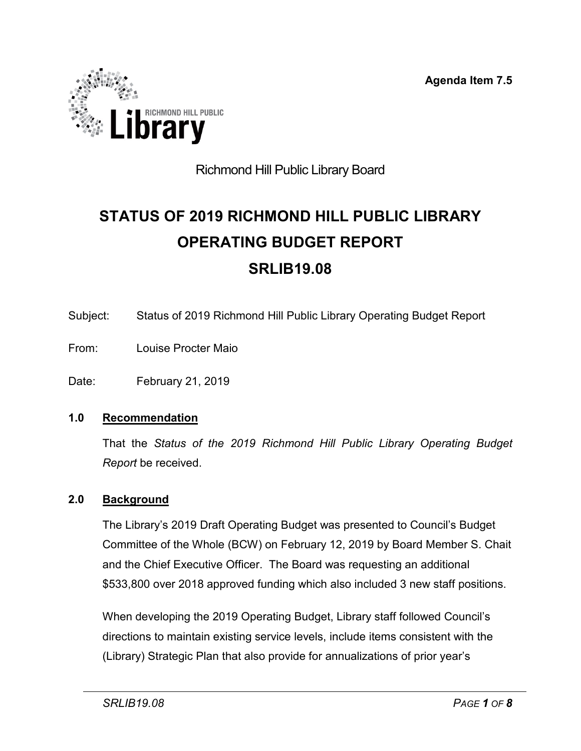Agenda Item 7.5

Richmond Hill Public Library Board

# STATUS OF 2019 RICHMOND HILL PUBLIC LIBRARY OPERATING BUDGET REPORT SRLIB19.08

Subject: Status of 2019 Richmond Hill Public Library Operating Budget Report

From: Louise Procter Maio

Date: February 21, 2019

## 1.0 Recommendation

That the *Status of the 2019 Richmond Hill Public Library Operating Budget Report* be received.

## 2.0 Background

The Library's 2019 Draft Operating Budget was presented to Council's Budget Committee of the Whole (BCW) on February 12, 2019 by Board Member S. Chait and the Chief Executive Officer. The Board was requesting an additional $533,800 over 2018 approved funding which also included 3 new staff positions.

When developing the 2019 Operating Budget, Library staff followed Council's directions to maintain existing service levels, include items consistent with the (Library) Strategic Plan that also provide for annualizations of prior year's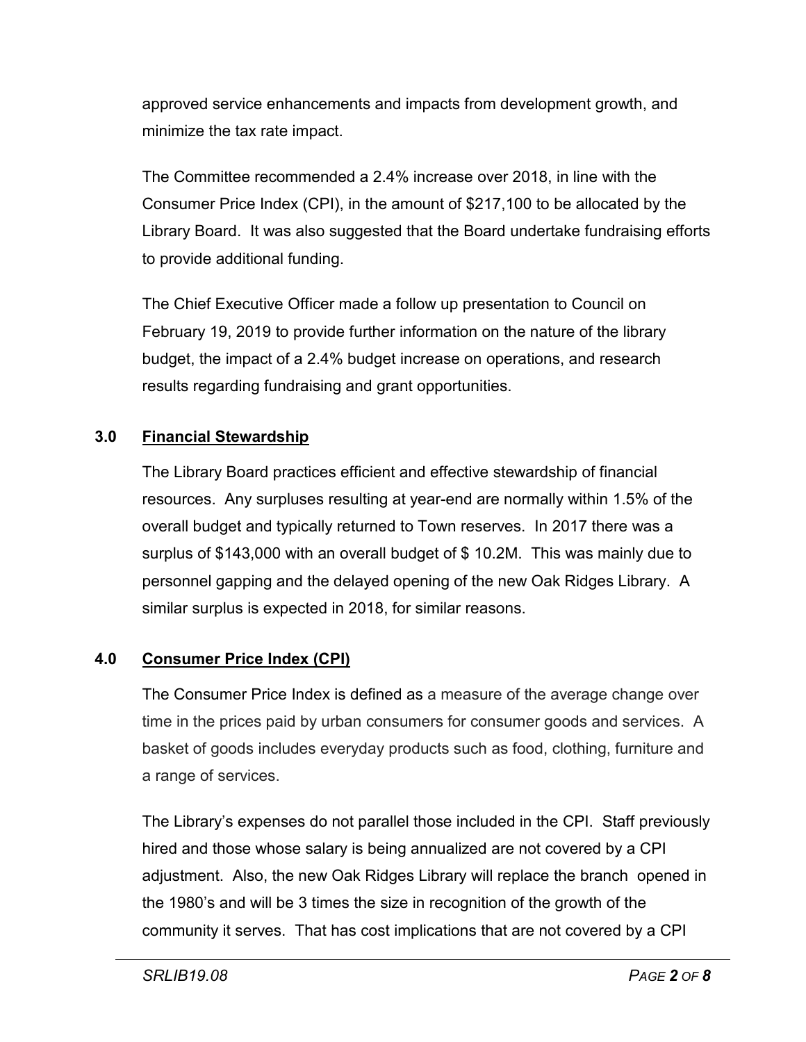approved service enhancements and impacts from development growth, and minimize the tax rate impact.

The Committee recommended a 2.4% increase over 2018, in line with the Consumer Price Index (CPI), in the amount of $217,100 to be allocated by the Library Board. It was also suggested that the Board undertake fundraising efforts to provide additional funding.

The Chief Executive Officer made a follow up presentation to Council on February 19, 2019 to provide further information on the nature of the library budget, the impact of a 2.4% budget increase on operations, and research results regarding fundraising and grant opportunities.

## 3.0 Financial Stewardship

The Library Board practices efficient and effective stewardship of financial resources. Any surpluses resulting at year-end are normally within 1.5% of the overall budget and typically returned to Town reserves. In 2017 there was a surplus of $143,000 with an overall budget of $ 10.2M. This was mainly due to personnel gapping and the delayed opening of the new Oak Ridges Library. A similar surplus is expected in 2018, for similar reasons.

## 4.0 Consumer Price Index (CPI)

The Consumer Price Index is defined as a measure of the average change over time in the prices paid by urban consumers for consumer goods and services. A basket of goods includes everyday products such as food, clothing, furniture and a range of services.

The Library's expenses do not parallel those included in the CPI. Staff previously hired and those whose salary is being annualized are not covered by a CPI adjustment. Also, the new Oak Ridges Library will replace the branch opened in the 1980's and will be 3 times the size in recognition of the growth of the community it serves. That has cost implications that are not covered by a CPI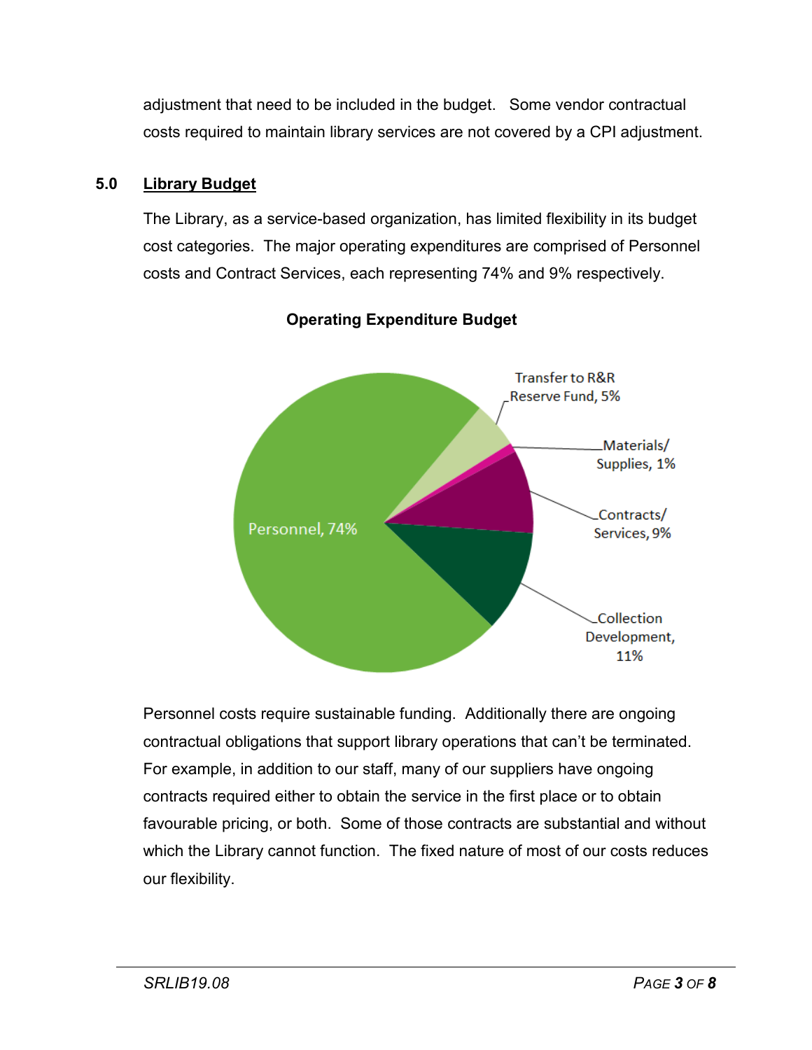adjustment that need to be included in the budget. Some vendor contractual costs required to maintain library services are not covered by a CPI adjustment.

## 5.0 Library Budget

The Library, as a service-based organization, has limited flexibility in its budget cost categories. The major operating expenditures are comprised of Personnel costs and Contract Services, each representing 74% and 9% respectively.

**Operating Expenditure Budget**

| Category | Percentage |
|---|---|
| Personnel | 74% |
| Collection Development | 11% |
| Contracts/Services | 9% |
| Transfer to R&R Reserve Fund | 5% |
| Materials/Supplies | 1% |

Personnel costs require sustainable funding. Additionally there are ongoing contractual obligations that support library operations that can't be terminated. For example, in addition to our staff, many of our suppliers have ongoing contracts required either to obtain the service in the first place or to obtain favourable pricing, or both. Some of those contracts are substantial and without which the Library cannot function. The fixed nature of most of our costs reduces our flexibility.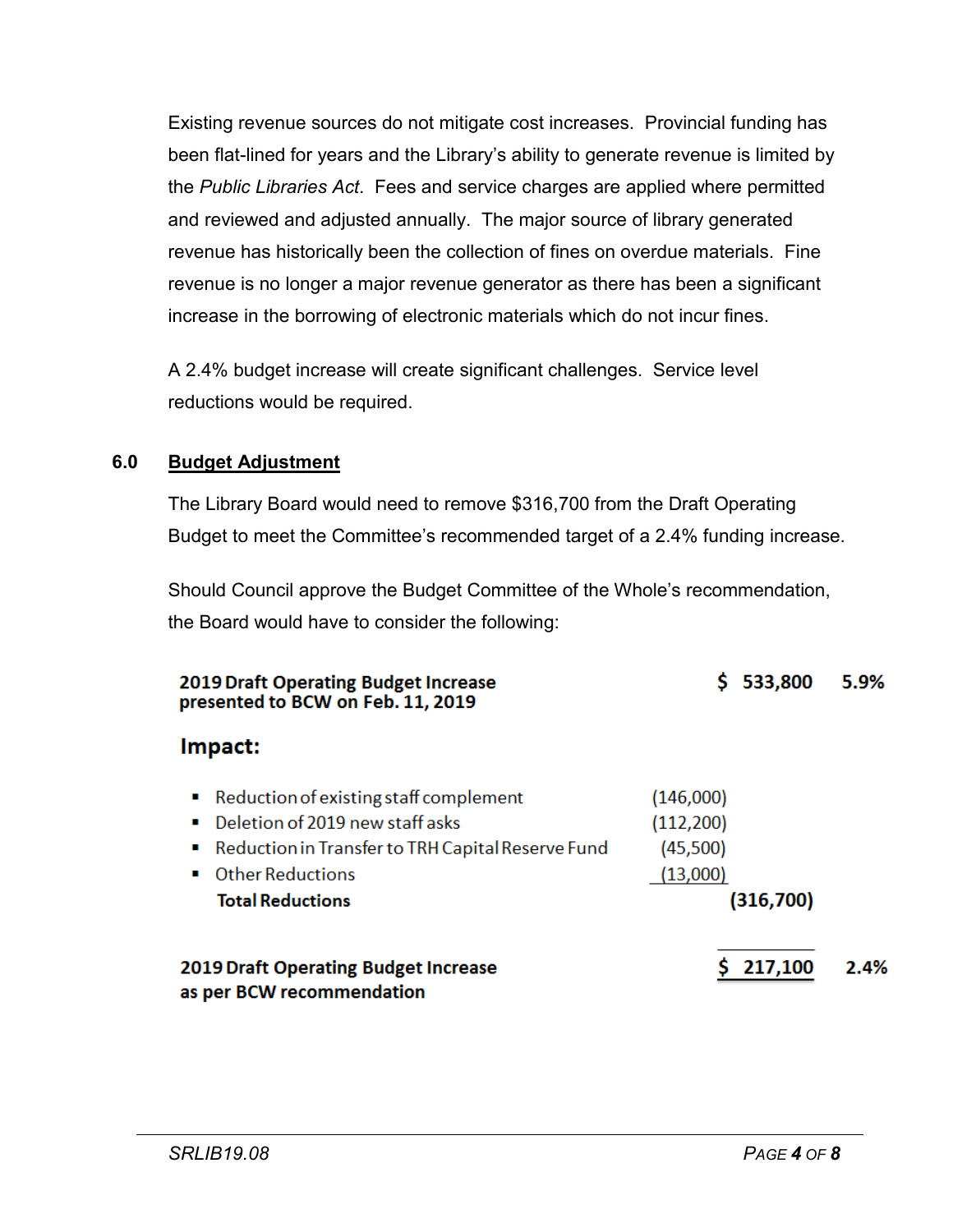Existing revenue sources do not mitigate cost increases. Provincial funding has been flat-lined for years and the Library's ability to generate revenue is limited by the *Public Libraries Act*. Fees and service charges are applied where permitted and reviewed and adjusted annually. The major source of library generated revenue has historically been the collection of fines on overdue materials. Fine revenue is no longer a major revenue generator as there has been a significant increase in the borrowing of electronic materials which do not incur fines.

A 2.4% budget increase will create significant challenges. Service level reductions would be required.

## 6.0 Budget Adjustment

The Library Board would need to remove $316,700 from the Draft Operating Budget to meet the Committee's recommended target of a 2.4% funding increase.

Should Council approve the Budget Committee of the Whole's recommendation, the Board would have to consider the following:

| | | | |
|---|---|---|---|
| **2019 Draft Operating Budget Increase presented to BCW on Feb. 11, 2019** | | **$ 533,800** | **5.9%** |
| **Impact:** | | | |
| ▪ Reduction of existing staff complement | (146,000) | | |
| ▪ Deletion of 2019 new staff asks | (112,200) | | |
| ▪ Reduction in Transfer to TRH Capital Reserve Fund | (45,500) | | |
| ▪ Other Reductions | (13,000) | | |
| **Total Reductions** | | **(316,700)** | |
| **2019 Draft Operating Budget Increase as per BCW recommendation** | | **$ 217,100** | **2.4%** |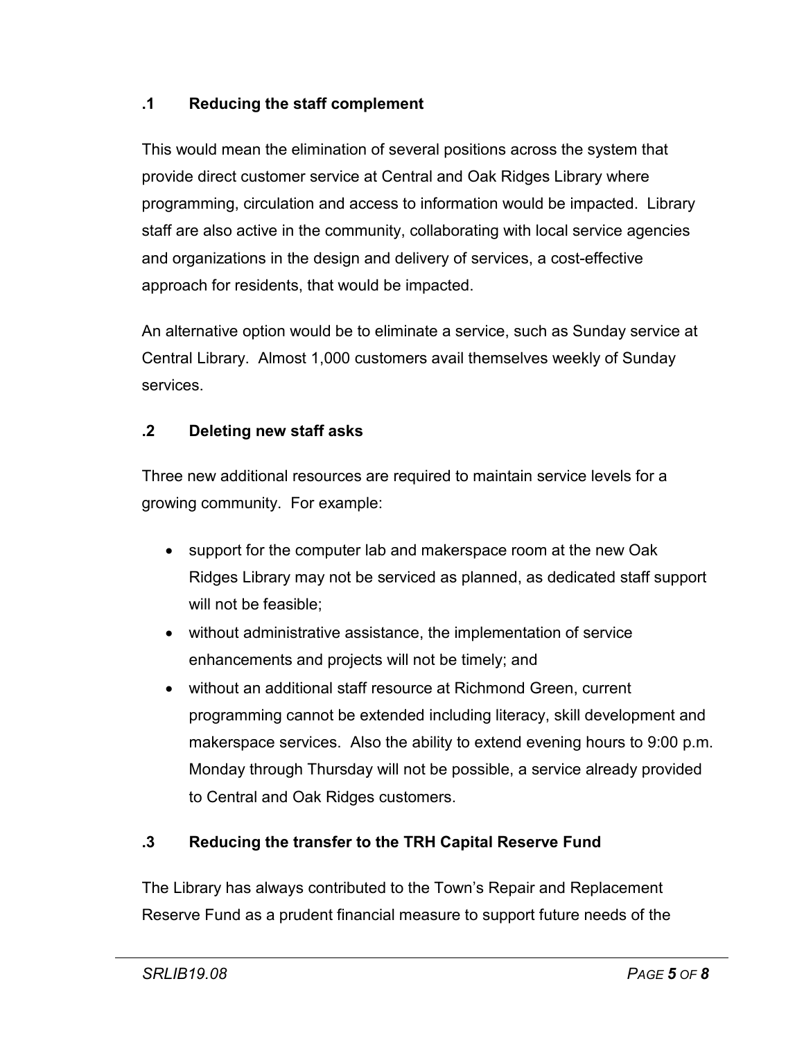### .1 Reducing the staff complement

This would mean the elimination of several positions across the system that provide direct customer service at Central and Oak Ridges Library where programming, circulation and access to information would be impacted. Library staff are also active in the community, collaborating with local service agencies and organizations in the design and delivery of services, a cost-effective approach for residents, that would be impacted.

An alternative option would be to eliminate a service, such as Sunday service at Central Library. Almost 1,000 customers avail themselves weekly of Sunday services.

### .2 Deleting new staff asks

Three new additional resources are required to maintain service levels for a growing community. For example:

- support for the computer lab and makerspace room at the new Oak Ridges Library may not be serviced as planned, as dedicated staff support will not be feasible;
- without administrative assistance, the implementation of service enhancements and projects will not be timely; and
- without an additional staff resource at Richmond Green, current programming cannot be extended including literacy, skill development and makerspace services. Also the ability to extend evening hours to 9:00 p.m. Monday through Thursday will not be possible, a service already provided to Central and Oak Ridges customers.

### .3 Reducing the transfer to the TRH Capital Reserve Fund

The Library has always contributed to the Town's Repair and Replacement Reserve Fund as a prudent financial measure to support future needs of the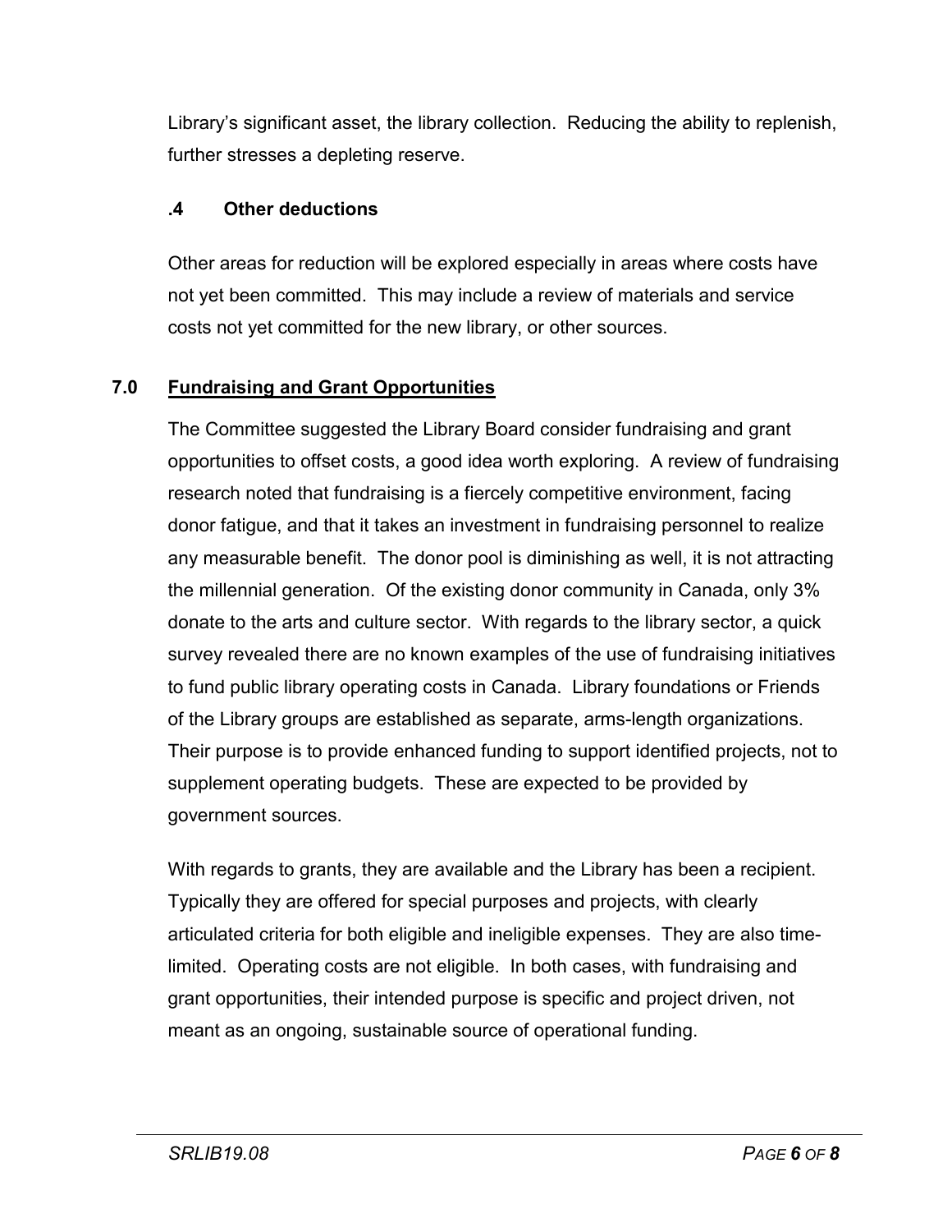Library's significant asset, the library collection. Reducing the ability to replenish, further stresses a depleting reserve.

### .4 Other deductions

Other areas for reduction will be explored especially in areas where costs have not yet been committed. This may include a review of materials and service costs not yet committed for the new library, or other sources.

## 7.0 Fundraising and Grant Opportunities

The Committee suggested the Library Board consider fundraising and grant opportunities to offset costs, a good idea worth exploring. A review of fundraising research noted that fundraising is a fiercely competitive environment, facing donor fatigue, and that it takes an investment in fundraising personnel to realize any measurable benefit. The donor pool is diminishing as well, it is not attracting the millennial generation. Of the existing donor community in Canada, only 3% donate to the arts and culture sector. With regards to the library sector, a quick survey revealed there are no known examples of the use of fundraising initiatives to fund public library operating costs in Canada. Library foundations or Friends of the Library groups are established as separate, arms-length organizations. Their purpose is to provide enhanced funding to support identified projects, not to supplement operating budgets. These are expected to be provided by government sources.

With regards to grants, they are available and the Library has been a recipient. Typically they are offered for special purposes and projects, with clearly articulated criteria for both eligible and ineligible expenses. They are also time-limited. Operating costs are not eligible. In both cases, with fundraising and grant opportunities, their intended purpose is specific and project driven, not meant as an ongoing, sustainable source of operational funding.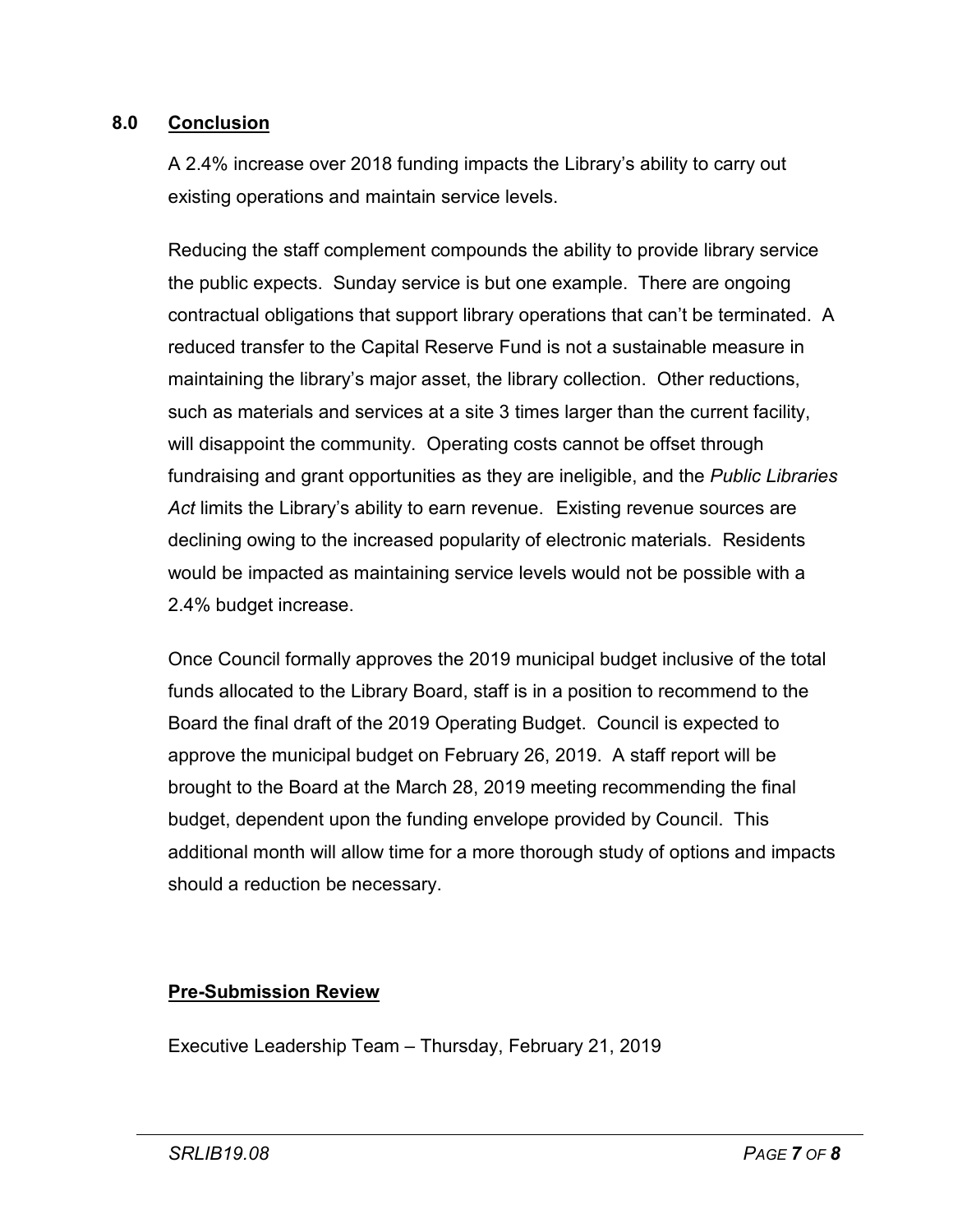## 8.0 Conclusion

A 2.4% increase over 2018 funding impacts the Library's ability to carry out existing operations and maintain service levels.

Reducing the staff complement compounds the ability to provide library service the public expects. Sunday service is but one example. There are ongoing contractual obligations that support library operations that can't be terminated. A reduced transfer to the Capital Reserve Fund is not a sustainable measure in maintaining the library's major asset, the library collection. Other reductions, such as materials and services at a site 3 times larger than the current facility, will disappoint the community. Operating costs cannot be offset through fundraising and grant opportunities as they are ineligible, and the *Public Libraries Act* limits the Library's ability to earn revenue. Existing revenue sources are declining owing to the increased popularity of electronic materials. Residents would be impacted as maintaining service levels would not be possible with a 2.4% budget increase.

Once Council formally approves the 2019 municipal budget inclusive of the total funds allocated to the Library Board, staff is in a position to recommend to the Board the final draft of the 2019 Operating Budget. Council is expected to approve the municipal budget on February 26, 2019. A staff report will be brought to the Board at the March 28, 2019 meeting recommending the final budget, dependent upon the funding envelope provided by Council. This additional month will allow time for a more thorough study of options and impacts should a reduction be necessary.

**Pre-Submission Review**

Executive Leadership Team – Thursday, February 21, 2019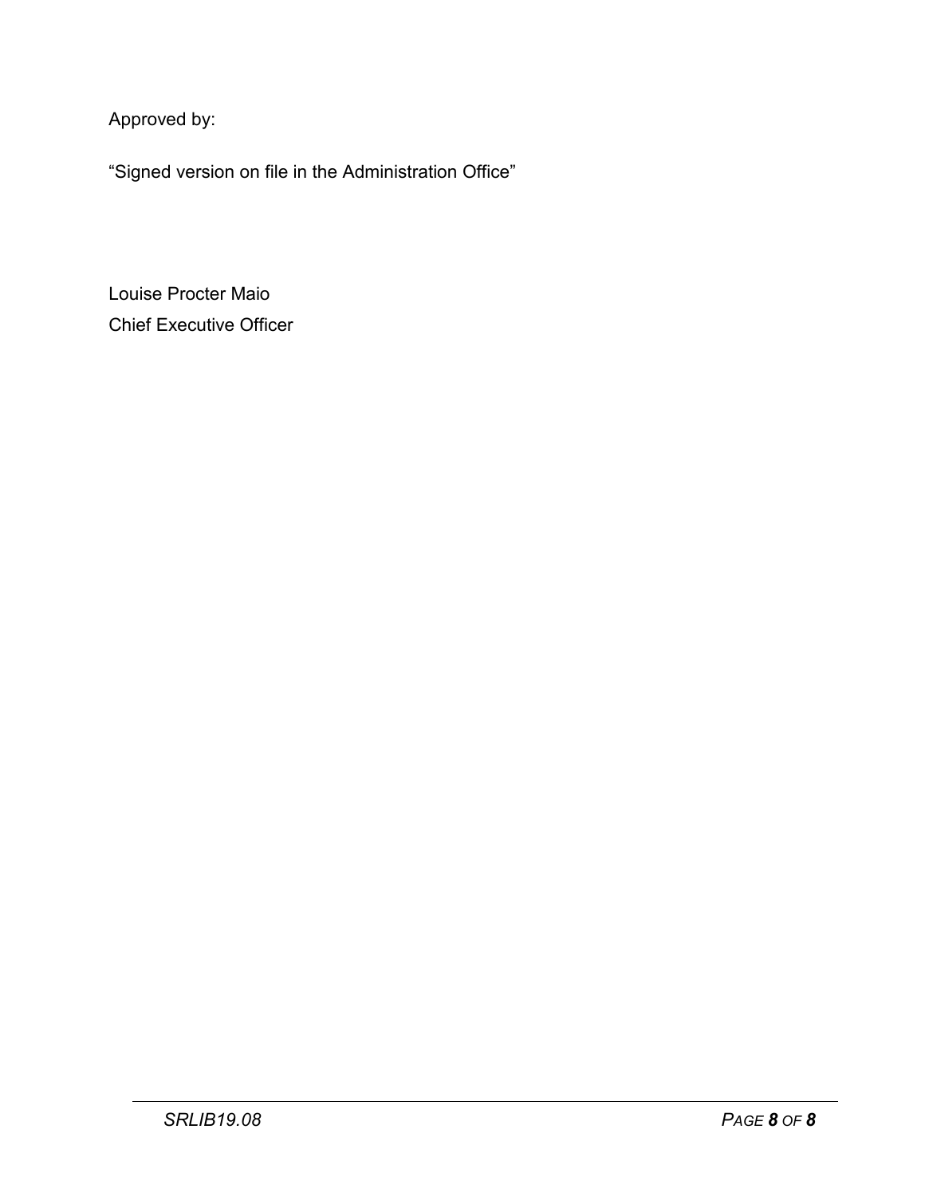Approved by:

“Signed version on file in the Administration Office”

Louise Procter Maio
Chief Executive Officer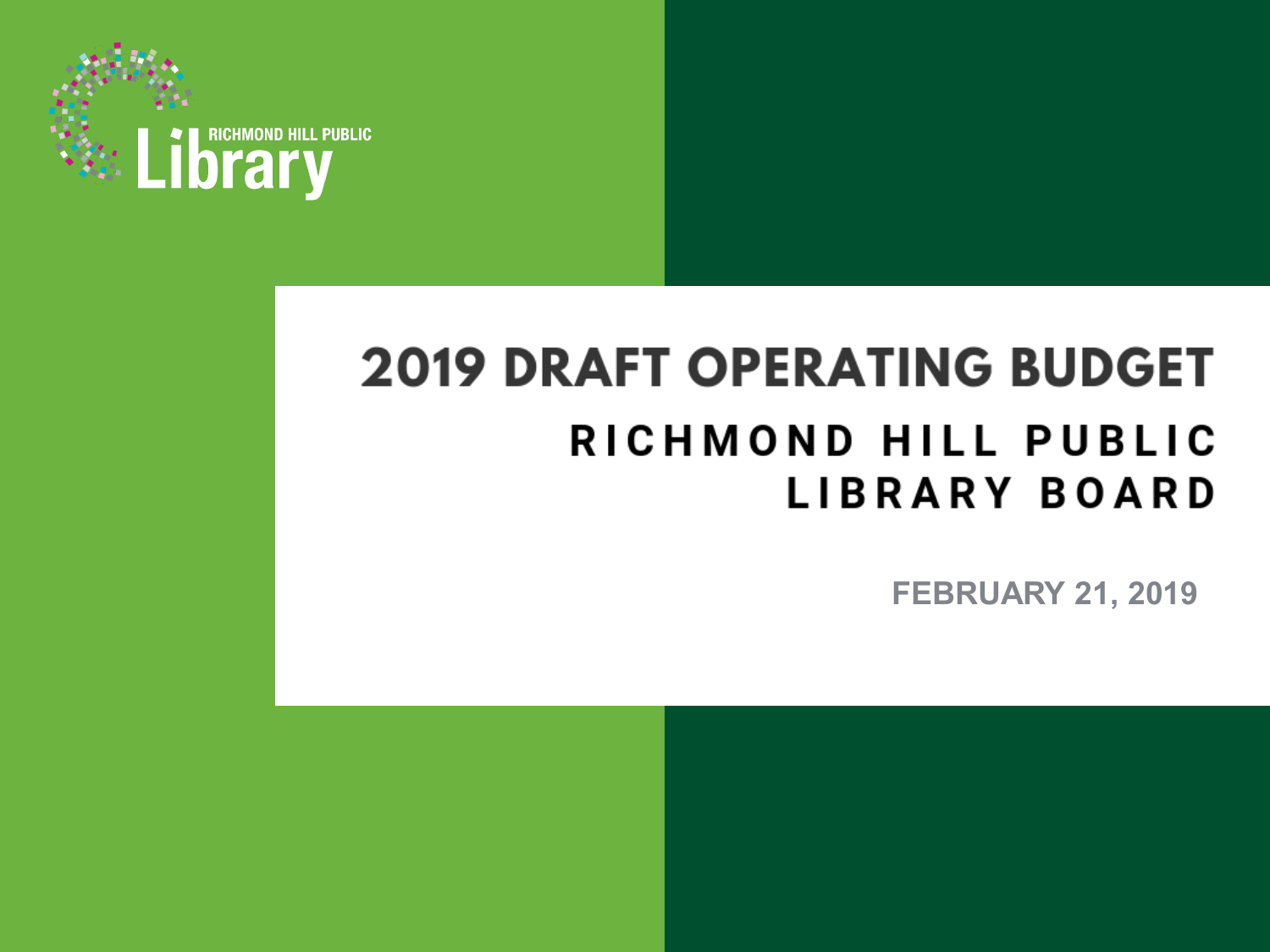RICHMOND HILL PUBLIC Library

# 2019 DRAFT OPERATING BUDGET

## RICHMOND HILL PUBLIC LIBRARY BOARD

FEBRUARY 21, 2019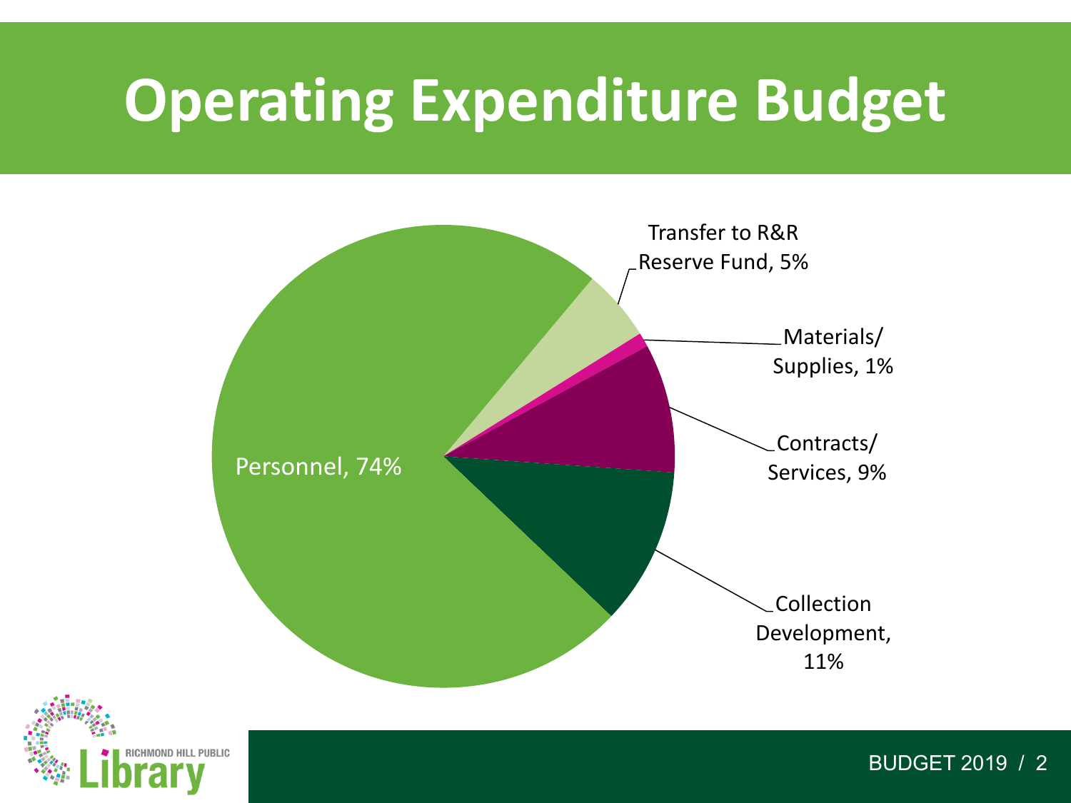# Operating Expenditure Budget

- Personnel, 74%
- Collection Development, 11%
- Contracts/ Services, 9%
- Materials/ Supplies, 1%
- Transfer to R&R Reserve Fund, 5%

RICHMOND HILL PUBLIC Library

BUDGET 2019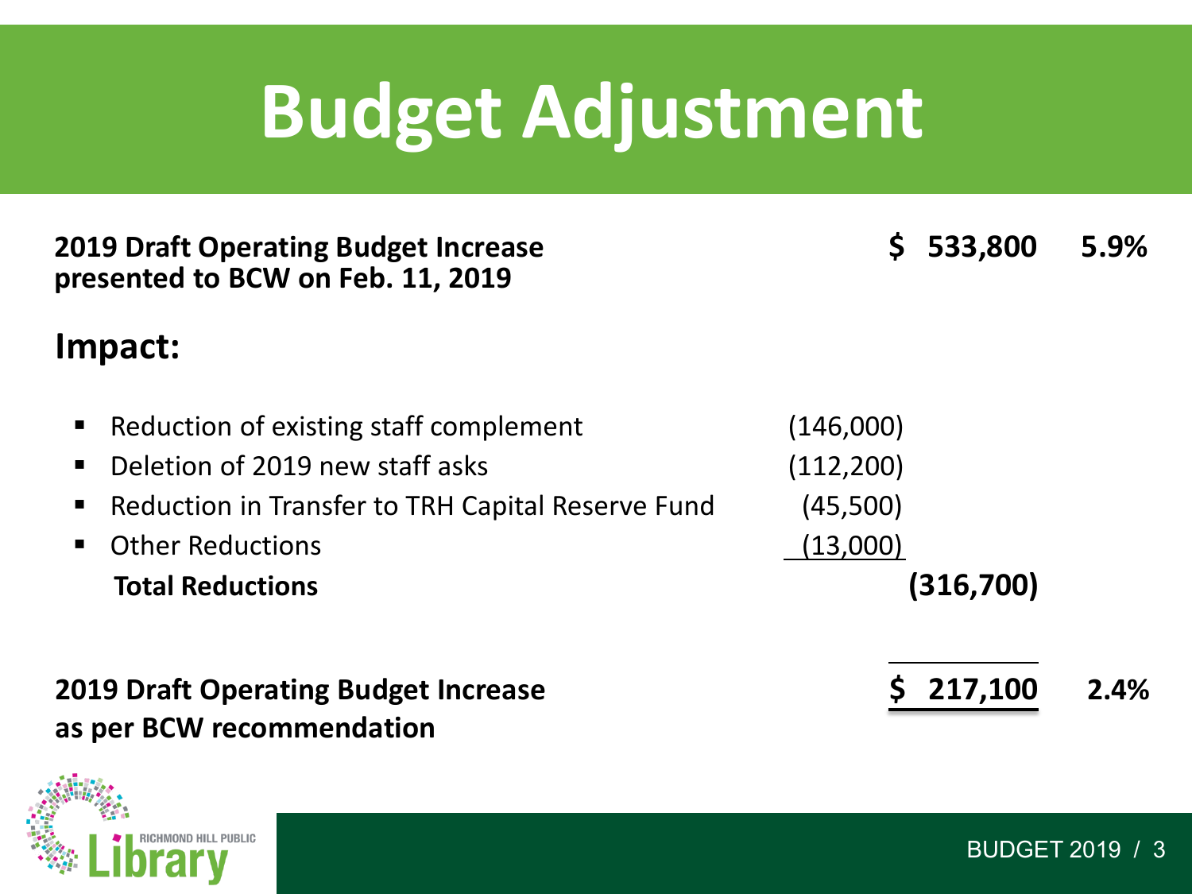# Budget Adjustment

| | | | |
|---|---|---|---|
| **2019 Draft Operating Budget Increase presented to BCW on Feb. 11, 2019** | | **$ 533,800** | **5.9%** |
| **Impact:** | | | |
| ▪ Reduction of existing staff complement | (146,000) | | |
| ▪ Deletion of 2019 new staff asks | (112,200) | | |
| ▪ Reduction in Transfer to TRH Capital Reserve Fund | (45,500) | | |
| ▪ Other Reductions | (13,000) | | |
| **Total Reductions** | | **(316,700)** | |
| **2019 Draft Operating Budget Increase as per BCW recommendation** | | **$ 217,100** | **2.4%** |

RICHMOND HILL PUBLIC Library